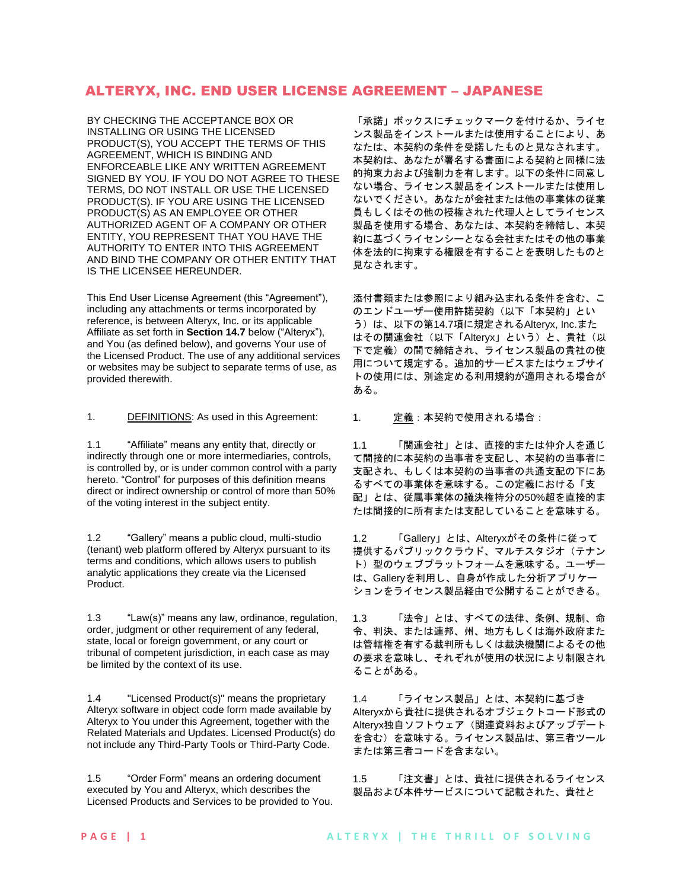# ALTERYX, INC. END USER LICENSE AGREEMENT – JAPANESE

BY CHECKING THE ACCEPTANCE BOX OR INSTALLING OR USING THE LICENSED PRODUCT(S), YOU ACCEPT THE TERMS OF THIS AGREEMENT, WHICH IS BINDING AND ENFORCEABLE LIKE ANY WRITTEN AGREEMENT SIGNED BY YOU. IF YOU DO NOT AGREE TO THESE TERMS, DO NOT INSTALL OR USE THE LICENSED PRODUCT(S). IF YOU ARE USING THE LICENSED PRODUCT(S) AS AN EMPLOYEE OR OTHER AUTHORIZED AGENT OF A COMPANY OR OTHER ENTITY, YOU REPRESENT THAT YOU HAVE THE AUTHORITY TO ENTER INTO THIS AGREEMENT AND BIND THE COMPANY OR OTHER ENTITY THAT IS THE LICENSEE HEREUNDER.

「承諾」ボックスにチェックマークを付けるか、ライセンス製品をインストールまたは使用することにより、あなたは、本契約の条件を受諾したものと見なされます。本契約は、あなたが署名する書面による契約と同様に法的拘束力および強制力を有します。以下の条件に同意しない場合、ライセンス製品をインストールまたは使用しないでください。あなたが会社または他の事業体の従業員もしくはその他の授権された代理人としてライセンス製品を使用する場合、あなたは、本契約を締結し、本契約に基づくライセンシーとなる会社またはその他の事業体を法的に拘束する権限を有することを表明したものと見なされます。

This End User License Agreement (this "Agreement"), including any attachments or terms incorporated by reference, is between Alteryx, Inc. or its applicable Affiliate as set forth in **Section 14.7** below ("Alteryx"), and You (as defined below), and governs Your use of the Licensed Product. The use of any additional services or websites may be subject to separate terms of use, as provided therewith.

添付書類または参照により組み込まれる条件を含む、このエンドユーザー使用許諾契約（以下「本契約」という）は、以下の第14.7項に規定されるAlteryx, Inc.またはその関連会社（以下「Alteryx」という）と、貴社（以下で定義）の間で締結され、ライセンス製品の貴社の使用について規定する。追加的サービスまたはウェブサイトの使用には、別途定める利用規約が適用される場合がある。

1. <u>DEFINITIONS</u>: As used in this Agreement:

1. <u>定義</u>：本契約で使用される場合：

1.1 "Affiliate" means any entity that, directly or indirectly through one or more intermediaries, controls, is controlled by, or is under common control with a party hereto. "Control" for purposes of this definition means direct or indirect ownership or control of more than 50% of the voting interest in the subject entity.

1.1 「関連会社」とは、直接的または仲介人を通じて間接的に本契約の当事者を支配し、本契約の当事者に支配され、もしくは本契約の当事者の共通支配の下にあるすべての事業体を意味する。この定義における「支配」とは、従属事業体の議決権持分の50%超を直接的または間接的に所有または支配していることを意味する。

1.2 "Gallery" means a public cloud, multi-studio (tenant) web platform offered by Alteryx pursuant to its terms and conditions, which allows users to publish analytic applications they create via the Licensed Product.

1.2 「Gallery」とは、Alteryxがその条件に従って提供するパブリッククラウド、マルチスタジオ（テナント）型のウェブプラットフォームを意味する。ユーザーは、Galleryを利用し、自身が作成した分析アプリケーションをライセンス製品経由で公開することができる。

1.3 "Law(s)" means any law, ordinance, regulation, order, judgment or other requirement of any federal, state, local or foreign government, or any court or tribunal of competent jurisdiction, in each case as may be limited by the context of its use.

1.3 「法令」とは、すべての法律、条例、規制、命令、判決、または連邦、州、地方もしくは海外政府または管轄権を有する裁判所もしくは裁決機関によるその他の要求を意味し、それぞれが使用の状況により制限されることがある。

1.4 "Licensed Product(s)" means the proprietary Alteryx software in object code form made available by Alteryx to You under this Agreement, together with the Related Materials and Updates. Licensed Product(s) do not include any Third-Party Tools or Third-Party Code.

1.4 「ライセンス製品」とは、本契約に基づきAlteryxから貴社に提供されるオブジェクトコード形式のAlteryx独自ソフトウェア（関連資料およびアップデートを含む）を意味する。ライセンス製品は、第三者ツールまたは第三者コードを含まない。

1.5 "Order Form" means an ordering document executed by You and Alteryx, which describes the Licensed Products and Services to be provided to You.

1.5 「注文書」とは、貴社に提供されるライセンス製品および本件サービスについて記載された、貴社と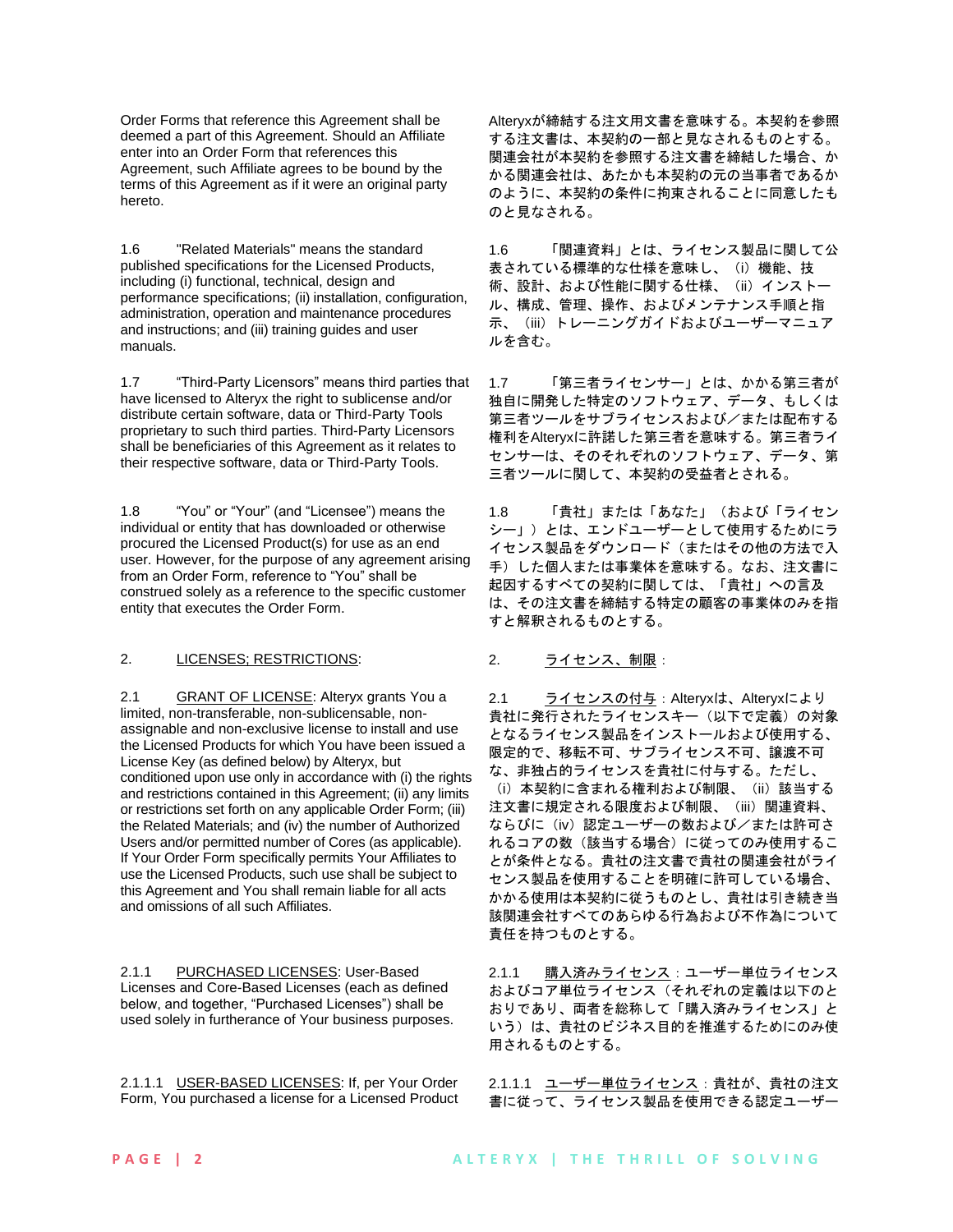Order Forms that reference this Agreement shall be deemed a part of this Agreement. Should an Affiliate enter into an Order Form that references this Agreement, such Affiliate agrees to be bound by the terms of this Agreement as if it were an original party hereto.

Alteryxが締結する注文用文書を意味する。本契約を参照する注文書は、本契約の一部と見なされるものとする。関連会社が本契約を参照する注文書を締結した場合、かかる関連会社は、あたかも本契約の元の当事者であるかのように、本契約の条件に拘束されることに同意したものと見なされる。

1.6 "Related Materials" means the standard published specifications for the Licensed Products, including (i) functional, technical, design and performance specifications; (ii) installation, configuration, administration, operation and maintenance procedures and instructions; and (iii) training guides and user manuals.

1.6 「関連資料」とは、ライセンス製品に関して公表されている標準的な仕様を意味し、（i）機能、技術、設計、および性能に関する仕様、（ii）インストール、構成、管理、操作、およびメンテナンス手順と指示、（iii）トレーニングガイドおよびユーザーマニュアルを含む。

1.7 "Third-Party Licensors" means third parties that have licensed to Alteryx the right to sublicense and/or distribute certain software, data or Third-Party Tools proprietary to such third parties. Third-Party Licensors shall be beneficiaries of this Agreement as it relates to their respective software, data or Third-Party Tools.

1.7 「第三者ライセンサー」とは、かかる第三者が独自に開発した特定のソフトウェア、データ、もしくは第三者ツールをサブライセンスおよび／または配布する権利をAlteryxに許諾した第三者を意味する。第三者ライセンサーは、そのそれぞれのソフトウェア、データ、第三者ツールに関して、本契約の受益者とされる。

1.8 "You" or "Your" (and "Licensee") means the individual or entity that has downloaded or otherwise procured the Licensed Product(s) for use as an end user. However, for the purpose of any agreement arising from an Order Form, reference to "You" shall be construed solely as a reference to the specific customer entity that executes the Order Form.

1.8 「貴社」または「あなた」（および「ライセンシー」）とは、エンドユーザーとして使用するためにライセンス製品をダウンロード（またはその他の方法で入手）した個人または事業体を意味する。なお、注文書に起因するすべての契約に関しては、「貴社」への言及は、その注文書を締結する特定の顧客の事業体のみを指すと解釈されるものとする。

2. LICENSES; RESTRICTIONS:

2. ライセンス、制限：

2.1 GRANT OF LICENSE: Alteryx grants You a limited, non-transferable, non-sublicensable, non-assignable and non-exclusive license to install and use the Licensed Products for which You have been issued a License Key (as defined below) by Alteryx, but conditioned upon use only in accordance with (i) the rights and restrictions contained in this Agreement; (ii) any limits or restrictions set forth on any applicable Order Form; (iii) the Related Materials; and (iv) the number of Authorized Users and/or permitted number of Cores (as applicable). If Your Order Form specifically permits Your Affiliates to use the Licensed Products, such use shall be subject to this Agreement and You shall remain liable for all acts and omissions of all such Affiliates.

2.1 ライセンスの付与：Alteryxは、Alteryxにより貴社に発行されたライセンスキー（以下で定義）の対象となるライセンス製品をインストールおよび使用する、限定的で、移転不可、サブライセンス不可、譲渡不可な、非独占的ライセンスを貴社に付与する。ただし、（i）本契約に含まれる権利および制限、（ii）該当する注文書に規定される限度および制限、（iii）関連資料、ならびに（iv）認定ユーザーの数および／または許可されるコアの数（該当する場合）に従ってのみ使用することが条件となる。貴社の注文書で貴社の関連会社がライセンス製品を使用することを明確に許可している場合、かかる使用は本契約に従うものとし、貴社は引き続き当該関連会社すべてのあらゆる行為および不作為について責任を持つものとする。

2.1.1 PURCHASED LICENSES: User-Based Licenses and Core-Based Licenses (each as defined below, and together, "Purchased Licenses") shall be used solely in furtherance of Your business purposes.

2.1.1 購入済みライセンス：ユーザー単位ライセンスおよびコア単位ライセンス（それぞれの定義は以下のとおりであり、両者を総称して「購入済みライセンス」という）は、貴社のビジネス目的を推進するためにのみ使用されるものとする。

2.1.1.1 USER-BASED LICENSES: If, per Your Order Form, You purchased a license for a Licensed Product

2.1.1.1 ユーザー単位ライセンス：貴社が、貴社の注文書に従って、ライセンス製品を使用できる認定ユーザー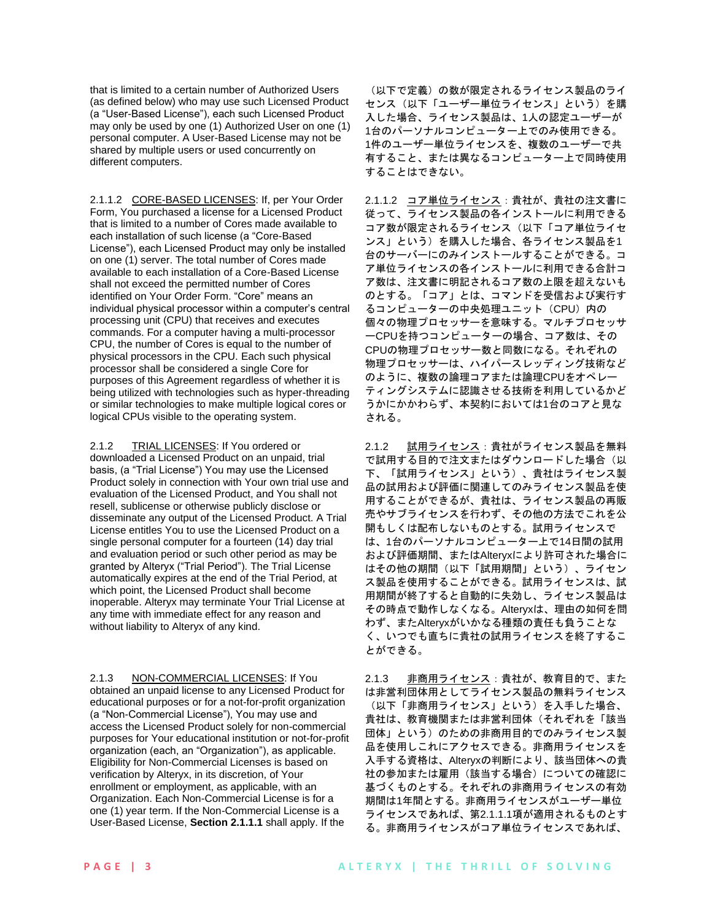that is limited to a certain number of Authorized Users (as defined below) who may use such Licensed Product (a "User-Based License"), each such Licensed Product may only be used by one (1) Authorized User on one (1) personal computer. A User-Based License may not be shared by multiple users or used concurrently on different computers.

（以下で定義）の数が限定されるライセンス製品のライセンス（以下「ユーザー単位ライセンス」という）を購入した場合、ライセンス製品は、1人の認定ユーザーが1台のパーソナルコンピューター上でのみ使用できる。1件のユーザー単位ライセンスを、複数のユーザーで共有すること、または異なるコンピューター上で同時使用することはできない。

2.1.1.2 CORE-BASED LICENSES: If, per Your Order Form, You purchased a license for a Licensed Product that is limited to a number of Cores made available to each installation of such license (a "Core-Based License"), each Licensed Product may only be installed on one (1) server. The total number of Cores made available to each installation of a Core-Based License shall not exceed the permitted number of Cores identified on Your Order Form. "Core" means an individual physical processor within a computer's central processing unit (CPU) that receives and executes commands. For a computer having a multi-processor CPU, the number of Cores is equal to the number of physical processors in the CPU. Each such physical processor shall be considered a single Core for purposes of this Agreement regardless of whether it is being utilized with technologies such as hyper-threading or similar technologies to make multiple logical cores or logical CPUs visible to the operating system.

2.1.1.2 コア単位ライセンス：貴社が、貴社の注文書に従って、ライセンス製品の各インストールに利用できるコア数が限定されるライセンス（以下「コア単位ライセンス」という）を購入した場合、各ライセンス製品を1台のサーバーにのみインストールすることができる。コア単位ライセンスの各インストールに利用できる合計コア数は、注文書に明記されるコア数の上限を超えないものとする。「コア」とは、コマンドを受信および実行するコンピューターの中央処理ユニット（CPU）内の個々の物理プロセッサーを意味する。マルチプロセッサーCPUを持つコンピューターの場合、コア数は、そのCPUの物理プロセッサー数と同数になる。それぞれの物理プロセッサーは、ハイパースレッディング技術などのように、複数の論理コアまたは論理CPUをオペレーティングシステムに認識させる技術を利用しているかどうかにかかわらず、本契約においては1台のコアと見なされる。

2.1.2 TRIAL LICENSES: If You ordered or downloaded a Licensed Product on an unpaid, trial basis, (a "Trial License") You may use the Licensed Product solely in connection with Your own trial use and evaluation of the Licensed Product, and You shall not resell, sublicense or otherwise publicly disclose or disseminate any output of the Licensed Product. A Trial License entitles You to use the Licensed Product on a single personal computer for a fourteen (14) day trial and evaluation period or such other period as may be granted by Alteryx ("Trial Period"). The Trial License automatically expires at the end of the Trial Period, at which point, the Licensed Product shall become inoperable. Alteryx may terminate Your Trial License at any time with immediate effect for any reason and without liability to Alteryx of any kind.

2.1.2 試用ライセンス：貴社がライセンス製品を無料で試用する目的で注文またはダウンロードした場合（以下、「試用ライセンス」という）、貴社はライセンス製品の試用および評価に関連してのみライセンス製品を使用することができるが、貴社は、ライセンス製品の再販売やサブライセンスを行わず、その他の方法でこれを公開もしくは配布しないものとする。試用ライセンスでは、1台のパーソナルコンピューター上で14日間の試用および評価期間、またはAlteryxにより許可された場合にはその他の期間（以下「試用期間」という）、ライセンス製品を使用することができる。試用ライセンスは、試用期間が終了すると自動的に失効し、ライセンス製品はその時点で動作しなくなる。Alteryxは、理由の如何を問わず、またAlteryxがいかなる種類の責任も負うことなく、いつでも直ちに貴社の試用ライセンスを終了することができる。

2.1.3 NON-COMMERCIAL LICENSES: If You obtained an unpaid license to any Licensed Product for educational purposes or for a not-for-profit organization (a "Non-Commercial License"), You may use and access the Licensed Product solely for non-commercial purposes for Your educational institution or not-for-profit organization (each, an "Organization"), as applicable. Eligibility for Non-Commercial Licenses is based on verification by Alteryx, in its discretion, of Your enrollment or employment, as applicable, with an Organization. Each Non-Commercial License is for a one (1) year term. If the Non-Commercial License is a User-Based License, **Section 2.1.1.1** shall apply. If the

2.1.3 非商用ライセンス：貴社が、教育目的で、または非営利団体用としてライセンス製品の無料ライセンス（以下「非商用ライセンス」という）を入手した場合、貴社は、教育機関または非営利団体（それぞれを「該当団体」という）のための非商用目的でのみライセンス製品を使用しこれにアクセスできる。非商用ライセンスを入手する資格は、Alteryxの判断により、該当団体への貴社の参加または雇用（該当する場合）についての確認に基づくものとする。それぞれの非商用ライセンスの有効期間は1年間とする。非商用ライセンスがユーザー単位ライセンスであれば、第2.1.1.1項が適用されるものとする。非商用ライセンスがコア単位ライセンスであれば、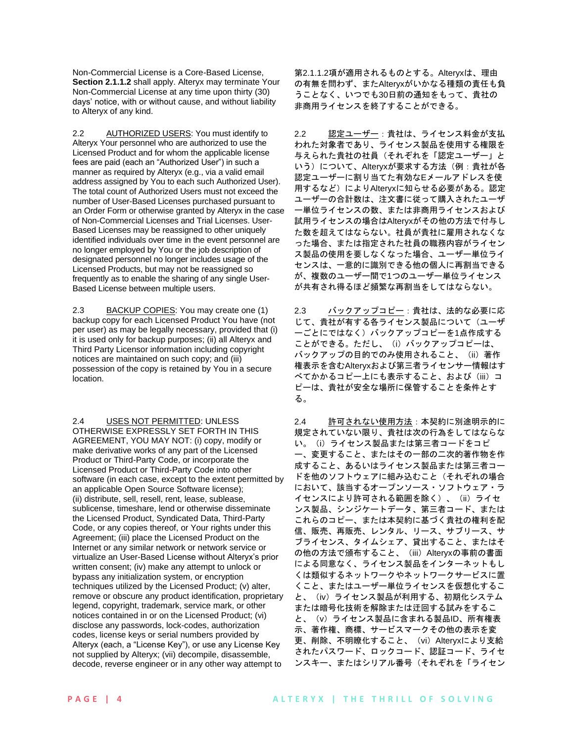Non-Commercial License is a Core-Based License, **Section 2.1.1.2** shall apply. Alteryx may terminate Your Non-Commercial License at any time upon thirty (30) days' notice, with or without cause, and without liability to Alteryx of any kind.

第2.1.1.2項が適用されるものとする。Alteryxは、理由の有無を問わず、またAlteryxがいかなる種類の責任も負うことなく、いつでも30日前の通知をもって、貴社の非商用ライセンスを終了することができる。

2.2 AUTHORIZED USERS: You must identify to Alteryx Your personnel who are authorized to use the Licensed Product and for whom the applicable license fees are paid (each an "Authorized User") in such a manner as required by Alteryx (e.g., via a valid email address assigned by You to each such Authorized User). The total count of Authorized Users must not exceed the number of User-Based Licenses purchased pursuant to an Order Form or otherwise granted by Alteryx in the case of Non-Commercial Licenses and Trial Licenses. User-Based Licenses may be reassigned to other uniquely identified individuals over time in the event personnel are no longer employed by You or the job description of designated personnel no longer includes usage of the Licensed Products, but may not be reassigned so frequently as to enable the sharing of any single User-Based License between multiple users.

2.2 認定ユーザー：貴社は、ライセンス料金が支払われた対象者であり、ライセンス製品を使用する権限を与えられた貴社の社員（それぞれを「認定ユーザー」という）について、Alteryxが要求する方法（例：貴社が各認定ユーザーに割り当てた有効なEメールアドレスを使用するなど）によりAlteryxに知らせる必要がある。認定ユーザーの合計数は、注文書に従って購入されたユーザー単位ライセンスの数、または非商用ライセンスおよび試用ライセンスの場合はAlteryxがその他の方法で付与した数を超えてはならない。社員が貴社に雇用されなくなった場合、または指定された社員の職務内容がライセンス製品の使用を要しなくなった場合、ユーザー単位ライセンスは、一意的に識別できる他の個人に再割当できるが、複数のユーザー間で1つのユーザー単位ライセンスが共有され得るほど頻繁な再割当をしてはならない。

2.3 BACKUP COPIES: You may create one (1) backup copy for each Licensed Product You have (not per user) as may be legally necessary, provided that (i) it is used only for backup purposes; (ii) all Alteryx and Third Party Licensor information including copyright notices are maintained on such copy; and (iii) possession of the copy is retained by You in a secure location.

2.3 バックアップコピー：貴社は、法的な必要に応じて、貴社が有する各ライセンス製品について（ユーザーごとにではなく）バックアップコピーを1点作成することができる。ただし、（i）バックアップコピーは、バックアップの目的でのみ使用されること、（ii）著作権表示を含むAlteryxおよび第三者ライセンサー情報はすべてかかるコピー上にも表示すること、および（iii）コピーは、貴社が安全な場所に保管することを条件とする。

2.4 USES NOT PERMITTED: UNLESS OTHERWISE EXPRESSLY SET FORTH IN THIS AGREEMENT, YOU MAY NOT: (i) copy, modify or make derivative works of any part of the Licensed Product or Third-Party Code, or incorporate the Licensed Product or Third-Party Code into other software (in each case, except to the extent permitted by an applicable Open Source Software license); (ii) distribute, sell, resell, rent, lease, sublease, sublicense, timeshare, lend or otherwise disseminate the Licensed Product, Syndicated Data, Third-Party Code, or any copies thereof, or Your rights under this Agreement; (iii) place the Licensed Product on the Internet or any similar network or network service or virtualize an User-Based License without Alteryx's prior written consent; (iv) make any attempt to unlock or bypass any initialization system, or encryption techniques utilized by the Licensed Product; (v) alter, remove or obscure any product identification, proprietary legend, copyright, trademark, service mark, or other notices contained in or on the Licensed Product; (vi) disclose any passwords, lock-codes, authorization codes, license keys or serial numbers provided by Alteryx (each, a "License Key"), or use any License Key not supplied by Alteryx; (vii) decompile, disassemble, decode, reverse engineer or in any other way attempt to

2.4 許可されない使用方法：本契約に別途明示的に規定されていない限り、貴社は次の行為をしてはならない。（i）ライセンス製品または第三者コードをコピー、変更すること、またはその一部の二次的著作物を作成すること、あるいはライセンス製品または第三者コードを他のソフトウェアに組み込むこと（それぞれの場合において、該当するオープンソース・ソフトウェア・ライセンスにより許可される範囲を除く）、（ii）ライセンス製品、シンジケートデータ、第三者コード、またはこれらのコピー、または本契約に基づく貴社の権利を配信、販売、再販売、レンタル、リース、サブリース、サブライセンス、タイムシェア、貸出すること、またはその他の方法で頒布すること、（iii）Alteryxの事前の書面による同意なく、ライセンス製品をインターネットもしくは類似するネットワークやネットワークサービスに置くこと、またはユーザー単位ライセンスを仮想化すること、（iv）ライセンス製品が利用する、初期化システムまたは暗号化技術を解除または迂回する試みをすること、（v）ライセンス製品に含まれる製品ID、所有権表示、著作権、商標、サービスマークその他の表示を変更、削除、不明瞭化すること、（vi）Alteryxにより支給されたパスワード、ロックコード、認証コード、ライセンスキー、またはシリアル番号（それぞれを「ライセン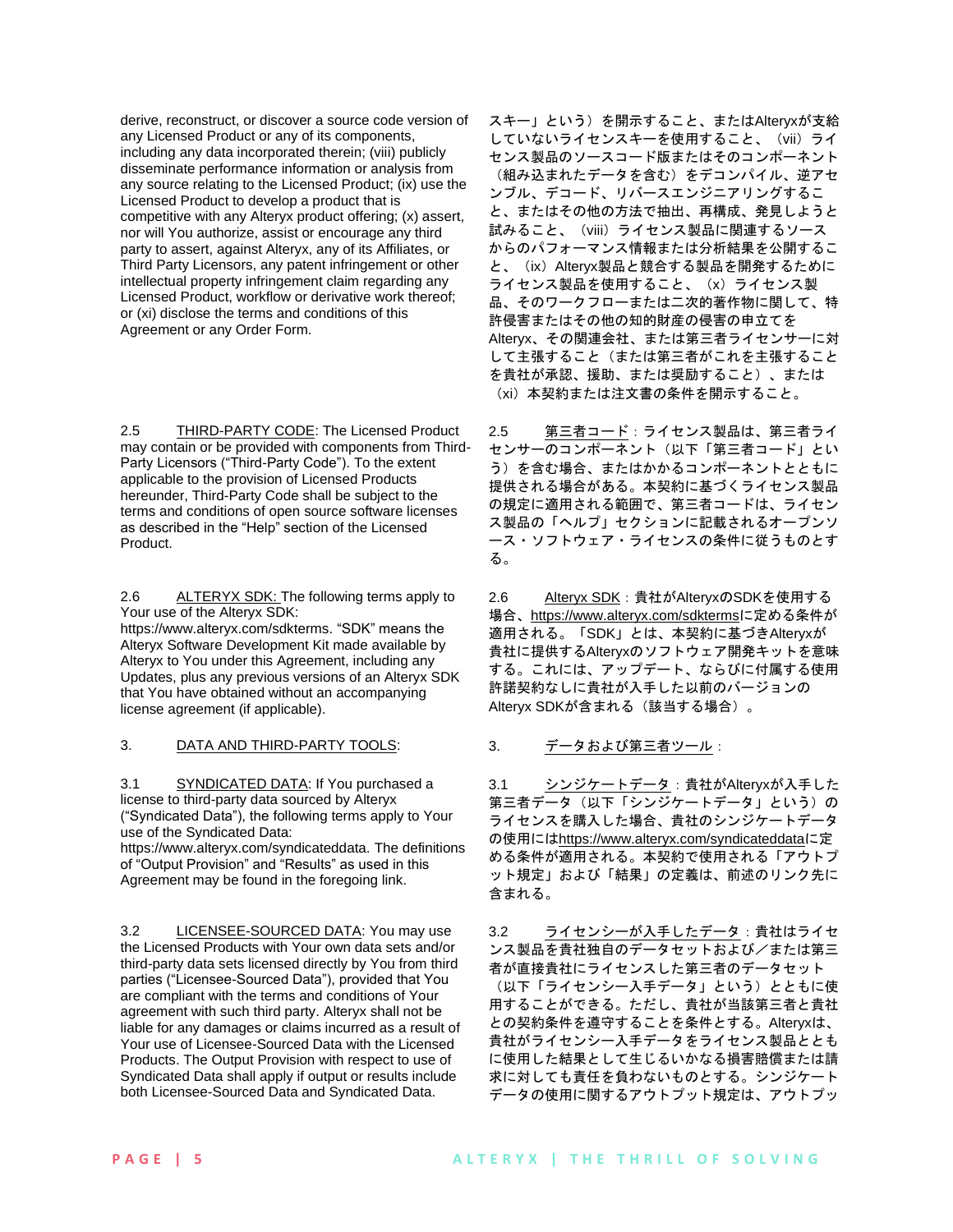derive, reconstruct, or discover a source code version of any Licensed Product or any of its components, including any data incorporated therein; (viii) publicly disseminate performance information or analysis from any source relating to the Licensed Product; (ix) use the Licensed Product to develop a product that is competitive with any Alteryx product offering; (x) assert, nor will You authorize, assist or encourage any third party to assert, against Alteryx, any of its Affiliates, or Third Party Licensors, any patent infringement or other intellectual property infringement claim regarding any Licensed Product, workflow or derivative work thereof; or (xi) disclose the terms and conditions of this Agreement or any Order Form.

スキー」という）を開示すること、またはAlteryxが支給していないライセンスキーを使用すること、（vii）ライセンス製品のソースコード版またはそのコンポーネント（組み込まれたデータを含む）をデコンパイル、逆アセンブル、デコード、リバースエンジニアリングすること、またはその他の方法で抽出、再構成、発見しようと試みること、（viii）ライセンス製品に関連するソースからのパフォーマンス情報または分析結果を公開すること、（ix）Alteryx製品と競合する製品を開発するためにライセンス製品を使用すること、（x）ライセンス製品、そのワークフローまたは二次的著作物に関して、特許侵害またはその他の知的財産の侵害の申立てをAlteryx、その関連会社、または第三者ライセンサーに対して主張すること（または第三者がこれを主張することを貴社が承認、援助、または奨励すること）、または（xi）本契約または注文書の条件を開示すること。

2.5 <u>THIRD-PARTY CODE</u>: The Licensed Product may contain or be provided with components from Third-Party Licensors ("Third-Party Code"). To the extent applicable to the provision of Licensed Products hereunder, Third-Party Code shall be subject to the terms and conditions of open source software licenses as described in the "Help" section of the Licensed Product.

2.5 <u>第三者コード</u>：ライセンス製品は、第三者ライセンサーのコンポーネント（以下「第三者コード」という）を含む場合、またはかかるコンポーネントとともに提供される場合がある。本契約に基づくライセンス製品の規定に適用される範囲で、第三者コードは、ライセンス製品の「ヘルプ」セクションに記載されるオープンソース・ソフトウェア・ライセンスの条件に従うものとする。

2.6 <u>ALTERYX SDK:</u> The following terms apply to Your use of the Alteryx SDK: https://www.alteryx.com/sdkterms. "SDK" means the Alteryx Software Development Kit made available by Alteryx to You under this Agreement, including any Updates, plus any previous versions of an Alteryx SDK that You have obtained without an accompanying license agreement (if applicable).

2.6 <u>Alteryx SDK</u>：貴社がAlteryxのSDKを使用する場合、https://www.alteryx.com/sdktermsに定める条件が適用される。「SDK」とは、本契約に基づきAlteryxが貴社に提供するAlteryxのソフトウェア開発キットを意味する。これには、アップデート、ならびに付属する使用許諾契約なしに貴社が入手した以前のバージョンのAlteryx SDKが含まれる（該当する場合）。

## 3. <u>DATA AND THIRD-PARTY TOOLS</u>:

## 3. <u>データおよび第三者ツール</u>：

3.1 <u>SYNDICATED DATA</u>: If You purchased a license to third-party data sourced by Alteryx ("Syndicated Data"), the following terms apply to Your use of the Syndicated Data: https://www.alteryx.com/syndicateddata. The definitions of "Output Provision" and "Results" as used in this Agreement may be found in the foregoing link.

3.1 <u>シンジケートデータ</u>：貴社がAlteryxが入手した第三者データ（以下「シンジケートデータ」という）のライセンスを購入した場合、貴社のシンジケートデータの使用にはhttps://www.alteryx.com/syndicateddataに定める条件が適用される。本契約で使用される「アウトプット規定」および「結果」の定義は、前述のリンク先に含まれる。

3.2 <u>LICENSEE-SOURCED DATA</u>: You may use the Licensed Products with Your own data sets and/or third-party data sets licensed directly by You from third parties ("Licensee-Sourced Data"), provided that You are compliant with the terms and conditions of Your agreement with such third party. Alteryx shall not be liable for any damages or claims incurred as a result of Your use of Licensee-Sourced Data with the Licensed Products. The Output Provision with respect to use of Syndicated Data shall apply if output or results include both Licensee-Sourced Data and Syndicated Data.

3.2 <u>ライセンシーが入手したデータ</u>：貴社はライセンス製品を貴社独自のデータセットおよび／または第三者が直接貴社にライセンスした第三者のデータセット（以下「ライセンシー入手データ」という）とともに使用することができる。ただし、貴社が当該第三者と貴社との契約条件を遵守することを条件とする。Alteryxは、貴社がライセンシー入手データをライセンス製品とともに使用した結果として生じるいかなる損害賠償または請求に対しても責任を負わないものとする。シンジケートデータの使用に関するアウトプット規定は、アウトプッ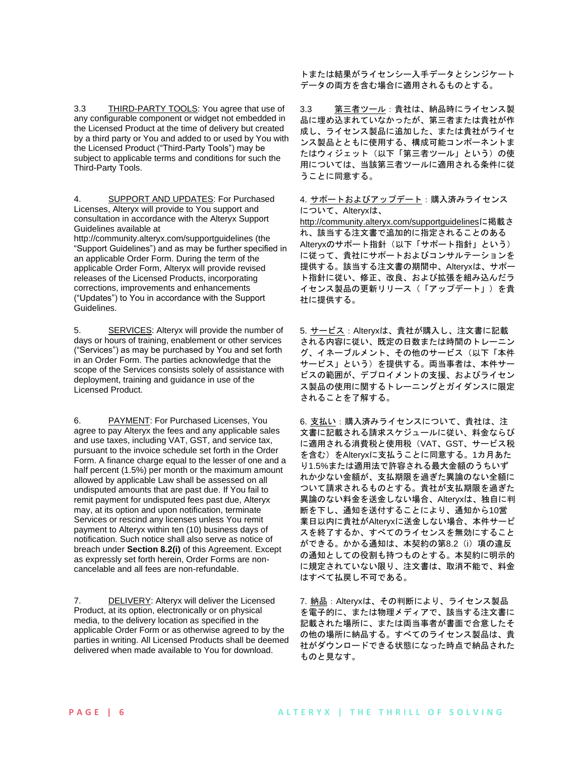トまたは結果がライセンシー入手データとシンジケートデータの両方を含む場合に適用されるものとする。

3.3 THIRD-PARTY TOOLS: You agree that use of any configurable component or widget not embedded in the Licensed Product at the time of delivery but created by a third party or You and added to or used by You with the Licensed Product ("Third-Party Tools") may be subject to applicable terms and conditions for such the Third-Party Tools.

3.3 第三者ツール：貴社は、納品時にライセンス製品に埋め込まれていなかったが、第三者または貴社が作成し、ライセンス製品に追加した、または貴社がライセンス製品とともに使用する、構成可能コンポーネントまたはウィジェット（以下「第三者ツール」という）の使用については、当該第三者ツールに適用される条件に従うことに同意する。

4. SUPPORT AND UPDATES: For Purchased Licenses, Alteryx will provide to You support and consultation in accordance with the Alteryx Support Guidelines available at http://community.alteryx.com/supportguidelines (the "Support Guidelines") and as may be further specified in an applicable Order Form. During the term of the applicable Order Form, Alteryx will provide revised releases of the Licensed Products, incorporating corrections, improvements and enhancements ("Updates") to You in accordance with the Support Guidelines.

4. サポートおよびアップデート：購入済みライセンスについて、Alteryxは、http://community.alteryx.com/supportguidelinesに掲載され、該当する注文書で追加的に指定されることのあるAlteryxのサポート指針（以下「サポート指針」という）に従って、貴社にサポートおよびコンサルテーションを提供する。該当する注文書の期間中、Alteryxは、サポート指針に従い、修正、改良、および拡張を組み込んだライセンス製品の更新リリース（「アップデート」）を貴社に提供する。

5. SERVICES: Alteryx will provide the number of days or hours of training, enablement or other services ("Services") as may be purchased by You and set forth in an Order Form. The parties acknowledge that the scope of the Services consists solely of assistance with deployment, training and guidance in use of the Licensed Product.

5. サービス：Alteryxは、貴社が購入し、注文書に記載される内容に従い、既定の日数または時間のトレーニング、イネーブルメント、その他のサービス（以下「本件サービス」という）を提供する。両当事者は、本件サービスの範囲が、デプロイメントの支援、およびライセンス製品の使用に関するトレーニングとガイダンスに限定されることを了解する。

6. PAYMENT: For Purchased Licenses, You agree to pay Alteryx the fees and any applicable sales and use taxes, including VAT, GST, and service tax, pursuant to the invoice schedule set forth in the Order Form. A finance charge equal to the lesser of one and a half percent (1.5%) per month or the maximum amount allowed by applicable Law shall be assessed on all undisputed amounts that are past due. If You fail to remit payment for undisputed fees past due, Alteryx may, at its option and upon notification, terminate Services or rescind any licenses unless You remit payment to Alteryx within ten (10) business days of notification. Such notice shall also serve as notice of breach under **Section 8.2(i)** of this Agreement. Except as expressly set forth herein, Order Forms are non-cancelable and all fees are non-refundable.

6. 支払い：購入済みライセンスについて、貴社は、注文書に記載される請求スケジュールに従い、料金ならびに適用される消費税と使用税（VAT、GST、サービス税を含む）をAlteryxに支払うことに同意する。1カ月あたり1.5%または適用法で許容される最大金額のうちいずれか少ない金額が、支払期限を過ぎた異論のない全額について請求されるものとする。貴社が支払期限を過ぎた異論のない料金を送金しない場合、Alteryxは、独自に判断を下し、通知を送付することにより、通知から10営業日以内に貴社がAlteryxに送金しない場合、本件サービスを終了するか、すべてのライセンスを無効にすることができる。かかる通知は、本契約の第8.2（i）項の違反の通知としての役割も持つものとする。本契約に明示的に規定されていない限り、注文書は、取消不能で、料金はすべて払戻し不可である。

7. DELIVERY: Alteryx will deliver the Licensed Product, at its option, electronically or on physical media, to the delivery location as specified in the applicable Order Form or as otherwise agreed to by the parties in writing. All Licensed Products shall be deemed delivered when made available to You for download.

7. 納品：Alteryxは、その判断により、ライセンス製品を電子的に、または物理メディアで、該当する注文書に記載された場所に、または両当事者が書面で合意したその他の場所に納品する。すべてのライセンス製品は、貴社がダウンロードできる状態になった時点で納品されたものと見なす。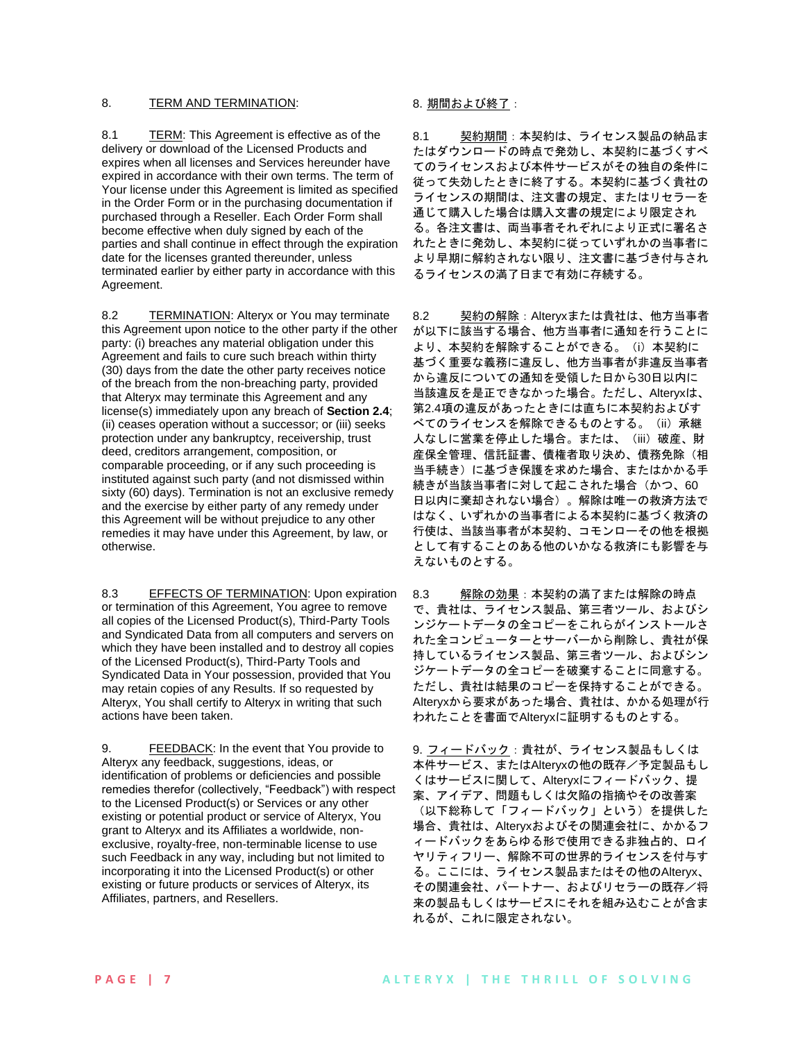8. TERM AND TERMINATION:

8.1 TERM: This Agreement is effective as of the delivery or download of the Licensed Products and expires when all licenses and Services hereunder have expired in accordance with their own terms. The term of Your license under this Agreement is limited as specified in the Order Form or in the purchasing documentation if purchased through a Reseller. Each Order Form shall become effective when duly signed by each of the parties and shall continue in effect through the expiration date for the licenses granted thereunder, unless terminated earlier by either party in accordance with this Agreement.

8.2 TERMINATION: Alteryx or You may terminate this Agreement upon notice to the other party if the other party: (i) breaches any material obligation under this Agreement and fails to cure such breach within thirty (30) days from the date the other party receives notice of the breach from the non-breaching party, provided that Alteryx may terminate this Agreement and any license(s) immediately upon any breach of **Section 2.4**; (ii) ceases operation without a successor; or (iii) seeks protection under any bankruptcy, receivership, trust deed, creditors arrangement, composition, or comparable proceeding, or if any such proceeding is instituted against such party (and not dismissed within sixty (60) days). Termination is not an exclusive remedy and the exercise by either party of any remedy under this Agreement will be without prejudice to any other remedies it may have under this Agreement, by law, or otherwise.

8.3 EFFECTS OF TERMINATION: Upon expiration or termination of this Agreement, You agree to remove all copies of the Licensed Product(s), Third-Party Tools and Syndicated Data from all computers and servers on which they have been installed and to destroy all copies of the Licensed Product(s), Third-Party Tools and Syndicated Data in Your possession, provided that You may retain copies of any Results. If so requested by Alteryx, You shall certify to Alteryx in writing that such actions have been taken.

9. FEEDBACK: In the event that You provide to Alteryx any feedback, suggestions, ideas, or identification of problems or deficiencies and possible remedies therefor (collectively, “Feedback”) with respect to the Licensed Product(s) or Services or any other existing or potential product or service of Alteryx, You grant to Alteryx and its Affiliates a worldwide, non-exclusive, royalty-free, non-terminable license to use such Feedback in any way, including but not limited to incorporating it into the Licensed Product(s) or other existing or future products or services of Alteryx, its Affiliates, partners, and Resellers.

8. 期間および終了：

8.1 契約期間：本契約は、ライセンス製品の納品またはダウンロードの時点で発効し、本契約に基づくすべてのライセンスおよび本件サービスがその独自の条件に従って失効したときに終了する。本契約に基づく貴社のライセンスの期間は、注文書の規定、またはリセラーを通じて購入した場合は購入文書の規定により限定される。各注文書は、両当事者それぞれにより正式に署名されたときに発効し、本契約に従っていずれかの当事者により早期に解約されない限り、注文書に基づき付与されるライセンスの満了日まで有効に存続する。

8.2 契約の解除：Alteryxまたは貴社は、他方当事者が以下に該当する場合、他方当事者に通知を行うことにより、本契約を解除することができる。（i）本契約に基づく重要な義務に違反し、他方当事者が非違反当事者から違反についての通知を受領した日から30日以内に当該違反を是正できなかった場合。ただし、Alteryxは、第2.4項の違反があったときには直ちに本契約およびすべてのライセンスを解除できるものとする。（ii）承継人なしに営業を停止した場合。または、（iii）破産、財産保全管理、信託証書、債権者取り決め、債務免除（相当手続き）に基づき保護を求めた場合、またはかかる手続きが当該当事者に対して起こされた場合（かつ、60日以内に棄却されない場合）。解除は唯一の救済方法ではなく、いずれかの当事者による本契約に基づく救済の行使は、当該当事者が本契約、コモンローその他を根拠として有することのある他のいかなる救済にも影響を与えないものとする。

8.3 解除の効果：本契約の満了または解除の時点で、貴社は、ライセンス製品、第三者ツール、およびシンジケートデータの全コピーをこれらがインストールされた全コンピューターとサーバーから削除し、貴社が保持しているライセンス製品、第三者ツール、およびシンジケートデータの全コピーを破棄することに同意する。ただし、貴社は結果のコピーを保持することができる。Alteryxから要求があった場合、貴社は、かかる処理が行われたことを書面でAlteryxに証明するものとする。

9. フィードバック：貴社が、ライセンス製品もしくは本件サービス、または貴社はAlteryxの他の既存／予定製品もしくはサービスに関して、Alteryxにフィードバック、提案、アイデア、問題もしくは欠陥の指摘やその改善案（以下総称して「フィードバック」という）を提供した場合、貴社は、Alteryxおよびその関連会社に、かかるフィードバックをあらゆる形で使用できる非独占的、ロイヤリティフリー、解除不可の世界的ライセンスを付与する。ここには、ライセンス製品またはその他のAlteryx、その関連会社、パートナー、およびリセラーの既存／将来の製品もしくはサービスにそれを組み込むことが含まれるが、これに限定されない。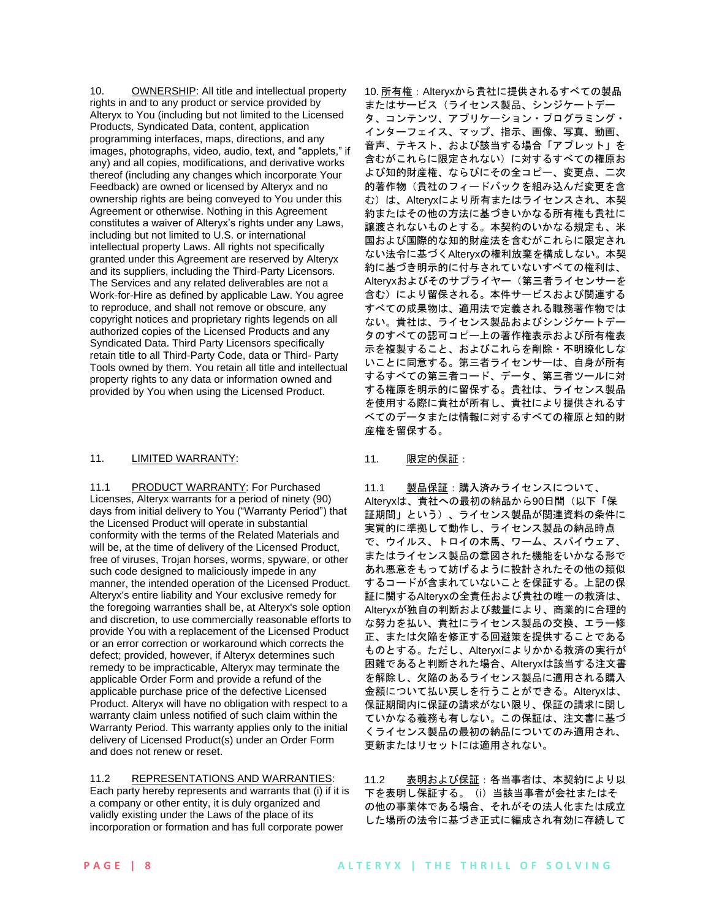10. OWNERSHIP: All title and intellectual property rights in and to any product or service provided by Alteryx to You (including but not limited to the Licensed Products, Syndicated Data, content, application programming interfaces, maps, directions, and any images, photographs, video, audio, text, and "applets," if any) and all copies, modifications, and derivative works thereof (including any changes which incorporate Your Feedback) are owned or licensed by Alteryx and no ownership rights are being conveyed to You under this Agreement or otherwise. Nothing in this Agreement constitutes a waiver of Alteryx's rights under any Laws, including but not limited to U.S. or international intellectual property Laws. All rights not specifically granted under this Agreement are reserved by Alteryx and its suppliers, including the Third-Party Licensors. The Services and any related deliverables are not a Work-for-Hire as defined by applicable Law. You agree to reproduce, and shall not remove or obscure, any copyright notices and proprietary rights legends on all authorized copies of the Licensed Products and any Syndicated Data. Third Party Licensors specifically retain title to all Third-Party Code, data or Third- Party Tools owned by them. You retain all title and intellectual property rights to any data or information owned and provided by You when using the Licensed Product.

10. 所有権：Alteryxから貴社に提供されるすべての製品またはサービス（ライセンス製品、シンジケートデータ、コンテンツ、アプリケーション・プログラミング・インターフェイス、マップ、指示、画像、写真、動画、音声、テキスト、および該当する場合「アプレット」を含むがこれらに限定されない）に対するすべての権原および知的財産権、ならびにその全コピー、変更点、二次的著作物（貴社のフィードバックを組み込んだ変更を含む）は、Alteryxにより所有またはライセンスされ、本契約またはその他の方法に基づきいかなる所有権も貴社に譲渡されないものとする。本契約のいかなる規定も、米国および国際的な知的財産法を含むがこれらに限定されない法令に基づくAlteryxの権利放棄を構成しない。本契約に基づき明示的に付与されていないすべての権利は、Alteryxおよびそのサプライヤー（第三者ライセンサーを含む）により留保される。本件サービスおよび関連するすべての成果物は、適用法で定義される職務著作物ではない。貴社は、ライセンス製品およびシンジケートデータのすべての認可コピー上の著作権表示および所有権表示を複製すること、およびこれらを削除・不明瞭化しないことに同意する。第三者ライセンサーは、自身が所有するすべての第三者コード、データ、第三者ツールに対する権原を明示的に留保する。貴社は、ライセンス製品を使用する際に貴社が所有し、貴社により提供されるすべてのデータまたは情報に対するすべての権原と知的財産権を留保する。

11. LIMITED WARRANTY:

11. 限定的保証：

11.1 PRODUCT WARRANTY: For Purchased Licenses, Alteryx warrants for a period of ninety (90) days from initial delivery to You ("Warranty Period") that the Licensed Product will operate in substantial conformity with the terms of the Related Materials and will be, at the time of delivery of the Licensed Product, free of viruses, Trojan horses, worms, spyware, or other such code designed to maliciously impede in any manner, the intended operation of the Licensed Product. Alteryx's entire liability and Your exclusive remedy for the foregoing warranties shall be, at Alteryx's sole option and discretion, to use commercially reasonable efforts to provide You with a replacement of the Licensed Product or an error correction or workaround which corrects the defect; provided, however, if Alteryx determines such remedy to be impracticable, Alteryx may terminate the applicable Order Form and provide a refund of the applicable purchase price of the defective Licensed Product. Alteryx will have no obligation with respect to a warranty claim unless notified of such claim within the Warranty Period. This warranty applies only to the initial delivery of Licensed Product(s) under an Order Form and does not renew or reset.

11.1 製品保証：購入済みライセンスについて、Alteryxは、貴社への最初の納品から90日間（以下「保証期間」という）、ライセンス製品が関連資料の条件に実質的に準拠して動作し、ライセンス製品の納品時点で、ウイルス、トロイの木馬、ワーム、スパイウェア、またはライセンス製品の意図された機能をいかなる形であれ悪意をもって妨げるように設計されたその他の類似するコードが含まれていないことを保証する。上記の保証に関するAlteryxの全責任および貴社の唯一の救済は、Alteryxが独自の判断および裁量により、商業的に合理的な努力を払い、貴社にライセンス製品の交換、エラー修正、または欠陥を修正する回避策を提供することであるものとする。ただし、Alteryxによりかかる救済の実行が困難であると判断された場合、Alteryxは該当する注文書を解除し、欠陥のあるライセンス製品に適用される購入金額について払い戻しを行うことができる。Alteryxは、保証期間内に保証の請求がない限り、保証の請求に関していかなる義務も有しない。この保証は、注文書に基づくライセンス製品の最初の納品についてのみ適用され、更新またはリセットには適用されない。

11.2 REPRESENTATIONS AND WARRANTIES: Each party hereby represents and warrants that (i) if it is a company or other entity, it is duly organized and validly existing under the Laws of the place of its incorporation or formation and has full corporate power

11.2 表明および保証：各当事者は、本契約により以下を表明し保証する。（i）当該当事者が会社またはその他の事業体である場合、それがその法人化または成立した場所の法令に基づき正式に編成され有効に存続して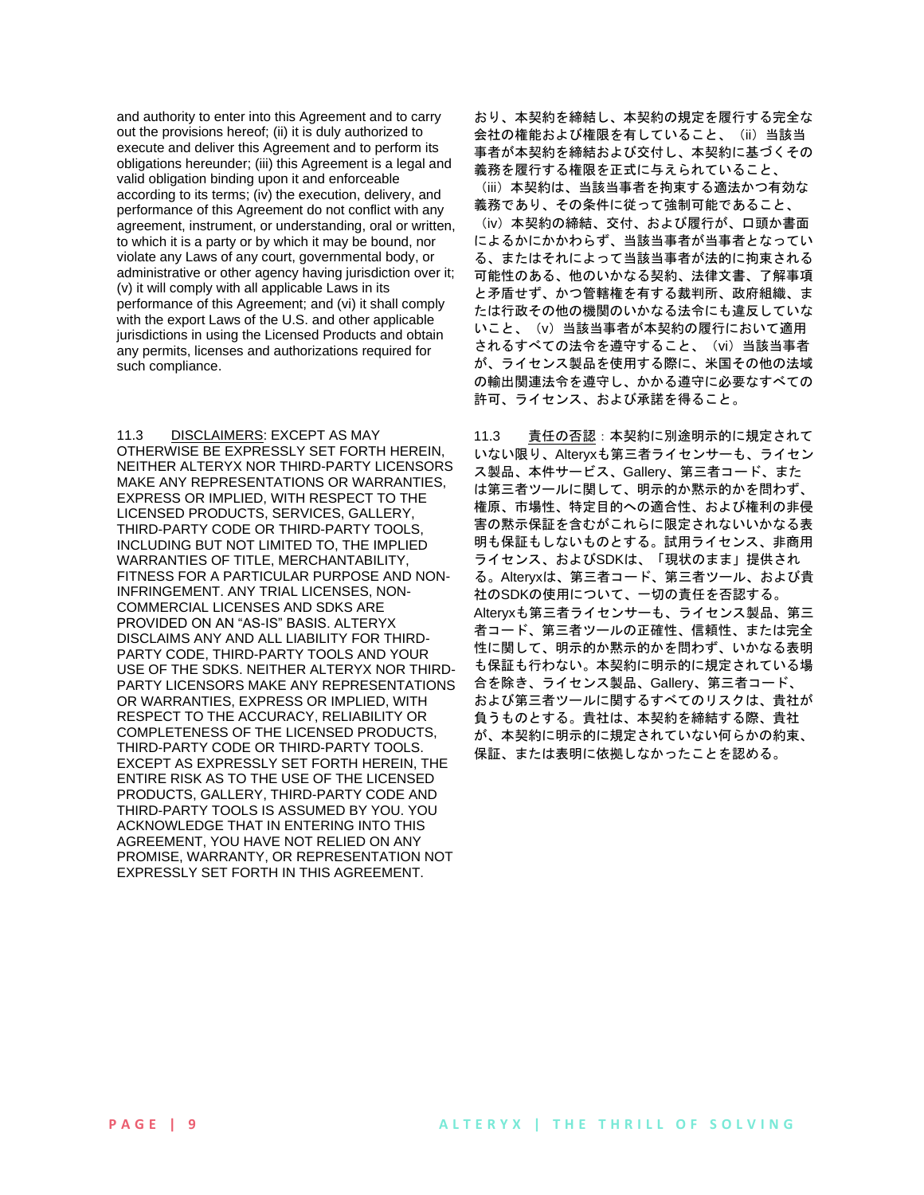and authority to enter into this Agreement and to carry out the provisions hereof; (ii) it is duly authorized to execute and deliver this Agreement and to perform its obligations hereunder; (iii) this Agreement is a legal and valid obligation binding upon it and enforceable according to its terms; (iv) the execution, delivery, and performance of this Agreement do not conflict with any agreement, instrument, or understanding, oral or written, to which it is a party or by which it may be bound, nor violate any Laws of any court, governmental body, or administrative or other agency having jurisdiction over it; (v) it will comply with all applicable Laws in its performance of this Agreement; and (vi) it shall comply with the export Laws of the U.S. and other applicable jurisdictions in using the Licensed Products and obtain any permits, licenses and authorizations required for such compliance.

おり、本契約を締結し、本契約の規定を履行する完全な会社の権能および権限を有していること、（ii）当該当事者が本契約を締結および交付し、本契約に基づくその義務を履行する権限を正式に与えられていること、（iii）本契約は、当該当事者を拘束する適法かつ有効な義務であり、その条件に従って強制可能であること、（iv）本契約の締結、交付、および履行が、口頭か書面によるかにかかわらず、当該当事者が当事者となっている、またはそれによって当該当事者が法的に拘束される可能性のある、他のいかなる契約、法律文書、了解事項と矛盾せず、かつ管轄権を有する裁判所、政府組織、または行政その他の機関のいかなる法令にも違反していないこと、（v）当該当事者が本契約の履行において適用されるすべての法令を遵守すること、（vi）当該当事者が、ライセンス製品を使用する際に、米国その他の法域の輸出関連法令を遵守し、かかる遵守に必要なすべての許可、ライセンス、および承諾を得ること。

11.3 DISCLAIMERS: EXCEPT AS MAY OTHERWISE BE EXPRESSLY SET FORTH HEREIN, NEITHER ALTERYX NOR THIRD-PARTY LICENSORS MAKE ANY REPRESENTATIONS OR WARRANTIES, EXPRESS OR IMPLIED, WITH RESPECT TO THE LICENSED PRODUCTS, SERVICES, GALLERY, THIRD-PARTY CODE OR THIRD-PARTY TOOLS, INCLUDING BUT NOT LIMITED TO, THE IMPLIED WARRANTIES OF TITLE, MERCHANTABILITY, FITNESS FOR A PARTICULAR PURPOSE AND NON-INFRINGEMENT. ANY TRIAL LICENSES, NON-COMMERCIAL LICENSES AND SDKS ARE PROVIDED ON AN "AS-IS" BASIS. ALTERYX DISCLAIMS ANY AND ALL LIABILITY FOR THIRD-PARTY CODE, THIRD-PARTY TOOLS AND YOUR USE OF THE SDKS. NEITHER ALTERYX NOR THIRD-PARTY LICENSORS MAKE ANY REPRESENTATIONS OR WARRANTIES, EXPRESS OR IMPLIED, WITH RESPECT TO THE ACCURACY, RELIABILITY OR COMPLETENESS OF THE LICENSED PRODUCTS, THIRD-PARTY CODE OR THIRD-PARTY TOOLS. EXCEPT AS EXPRESSLY SET FORTH HEREIN, THE ENTIRE RISK AS TO THE USE OF THE LICENSED PRODUCTS, GALLERY, THIRD-PARTY CODE AND THIRD-PARTY TOOLS IS ASSUMED BY YOU. YOU ACKNOWLEDGE THAT IN ENTERING INTO THIS AGREEMENT, YOU HAVE NOT RELIED ON ANY PROMISE, WARRANTY, OR REPRESENTATION NOT EXPRESSLY SET FORTH IN THIS AGREEMENT.

11.3 責任の否認：本契約に別途明示的に規定されていない限り、Alteryxも第三者ライセンサーも、ライセンス製品、本件サービス、Gallery、第三者コード、または第三者ツールに関して、明示的か黙示的かを問わず、権原、市場性、特定目的への適合性、および権利の非侵害の黙示保証を含むがこれらに限定されないいかなる表明も保証もしないものとする。試用ライセンス、非商用ライセンス、およびSDKは、「現状のまま」提供される。Alteryxは、第三者コード、第三者ツール、および貴社のSDKの使用について、一切の責任を否認する。Alteryxも第三者ライセンサーも、ライセンス製品、第三者コード、第三者ツールの正確性、信頼性、または完全性に関して、明示的か黙示的かを問わず、いかなる表明も保証も行わない。本契約に明示的に規定されている場合を除き、ライセンス製品、Gallery、第三者コード、および第三者ツールに関するすべてのリスクは、貴社が負うものとする。貴社は、本契約を締結する際、貴社が、本契約に明示的に規定されていない何らかの約束、保証、または表明に依拠しなかったことを認める。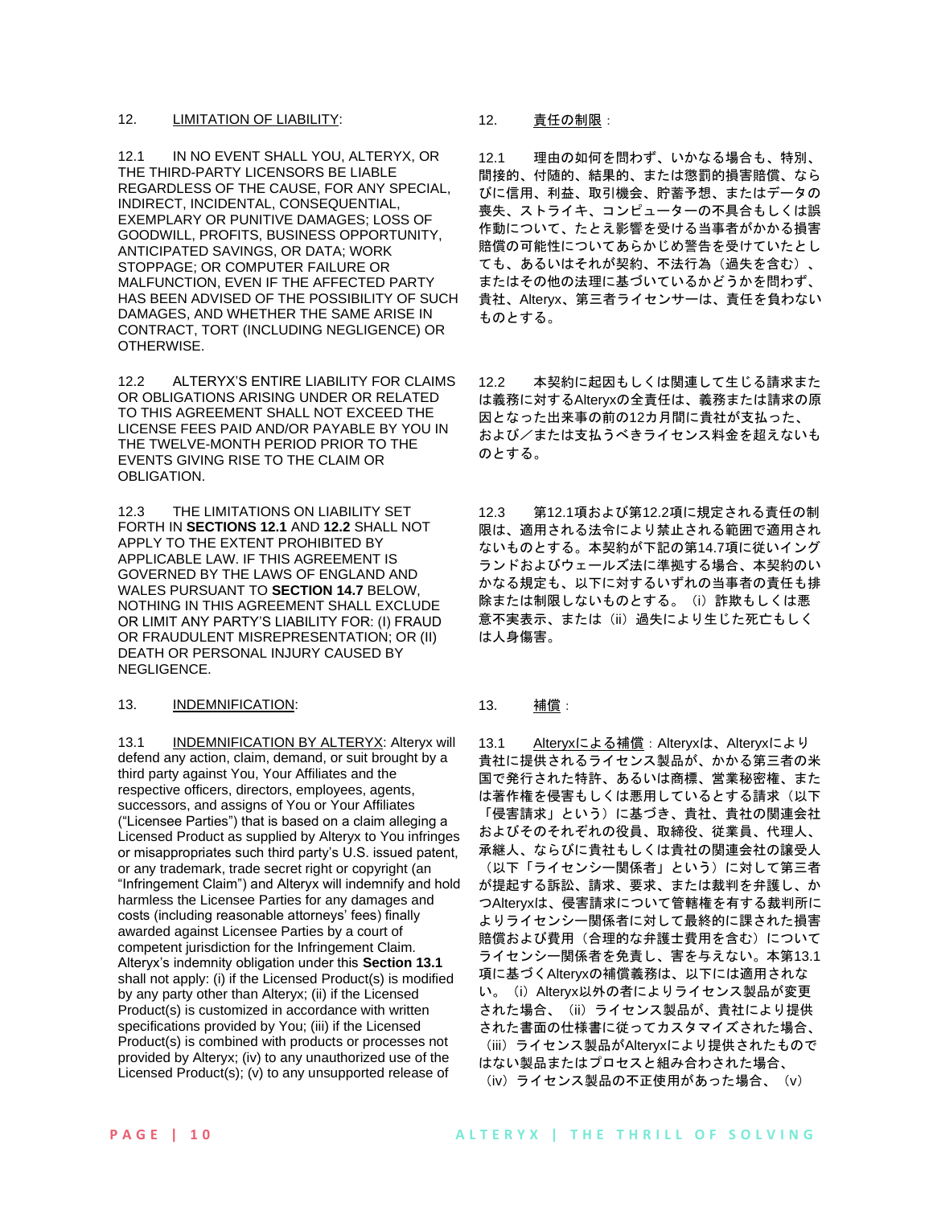12. LIMITATION OF LIABILITY:

12.1 IN NO EVENT SHALL YOU, ALTERYX, OR THE THIRD-PARTY LICENSORS BE LIABLE REGARDLESS OF THE CAUSE, FOR ANY SPECIAL, INDIRECT, INCIDENTAL, CONSEQUENTIAL, EXEMPLARY OR PUNITIVE DAMAGES; LOSS OF GOODWILL, PROFITS, BUSINESS OPPORTUNITY, ANTICIPATED SAVINGS, OR DATA; WORK STOPPAGE; OR COMPUTER FAILURE OR MALFUNCTION, EVEN IF THE AFFECTED PARTY HAS BEEN ADVISED OF THE POSSIBILITY OF SUCH DAMAGES, AND WHETHER THE SAME ARISE IN CONTRACT, TORT (INCLUDING NEGLIGENCE) OR OTHERWISE.

12.2 ALTERYX'S ENTIRE LIABILITY FOR CLAIMS OR OBLIGATIONS ARISING UNDER OR RELATED TO THIS AGREEMENT SHALL NOT EXCEED THE LICENSE FEES PAID AND/OR PAYABLE BY YOU IN THE TWELVE-MONTH PERIOD PRIOR TO THE EVENTS GIVING RISE TO THE CLAIM OR OBLIGATION.

12.3 THE LIMITATIONS ON LIABILITY SET FORTH IN **SECTIONS 12.1** AND **12.2** SHALL NOT APPLY TO THE EXTENT PROHIBITED BY APPLICABLE LAW. IF THIS AGREEMENT IS GOVERNED BY THE LAWS OF ENGLAND AND WALES PURSUANT TO **SECTION 14.7** BELOW, NOTHING IN THIS AGREEMENT SHALL EXCLUDE OR LIMIT ANY PARTY'S LIABILITY FOR: (I) FRAUD OR FRAUDULENT MISREPRESENTATION; OR (II) DEATH OR PERSONAL INJURY CAUSED BY NEGLIGENCE.

13. INDEMNIFICATION:

13.1 INDEMNIFICATION BY ALTERYX: Alteryx will defend any action, claim, demand, or suit brought by a third party against You, Your Affiliates and the respective officers, directors, employees, agents, successors, and assigns of You or Your Affiliates ("Licensee Parties") that is based on a claim alleging a Licensed Product as supplied by Alteryx to You infringes or misappropriates such third party's U.S. issued patent, or any trademark, trade secret right or copyright (an "Infringement Claim") and Alteryx will indemnify and hold harmless the Licensee Parties for any damages and costs (including reasonable attorneys' fees) finally awarded against Licensee Parties by a court of competent jurisdiction for the Infringement Claim. Alteryx's indemnity obligation under this **Section 13.1** shall not apply: (i) if the Licensed Product(s) is modified by any party other than Alteryx; (ii) if the Licensed Product(s) is customized in accordance with written specifications provided by You; (iii) if the Licensed Product(s) is combined with products or processes not provided by Alteryx; (iv) to any unauthorized use of the Licensed Product(s); (v) to any unsupported release of

12. 責任の制限：

12.1 理由の如何を問わず、いかなる場合も、特別、間接的、付随的、結果的、または懲罰的損害賠償、ならびに信用、利益、取引機会、貯蓄予想、またはデータの喪失、ストライキ、コンピューターの不具合もしくは誤作動について、たとえ影響を受ける当事者がかかる損害賠償の可能性についてあらかじめ警告を受けていたとしても、あるいはそれが契約、不法行為（過失を含む）、またはその他の法理に基づいているかどうかを問わず、貴社、Alteryx、第三者ライセンサーは、責任を負わないものとする。

12.2 本契約に起因もしくは関連して生じる請求または義務に対するAlteryxの全責任は、義務または請求の原因となった出来事の前の12カ月間に貴社が支払った、および／または支払うべきライセンス料金を超えないものとする。

12.3 第12.1項および第12.2項に規定される責任の制限は、適用される法令により禁止される範囲で適用されないものとする。本契約が下記の第14.7項に従いイングランドおよびウェールズ法に準拠する場合、本契約のいかなる規定も、以下に対するいずれの当事者の責任も排除または制限しないものとする。（i）詐欺もしくは悪意不実表示、または（ii）過失により生じた死亡もしくは人身傷害。

13. 補償：

13.1 Alteryxによる補償：Alteryxは、Alteryxにより貴社に提供されるライセンス製品が、かかる第三者の米国で発行された特許、あるいは商標、営業秘密権、または著作権を侵害もしくは悪用しているとする請求（以下「侵害請求」という）に基づき、貴社、貴社の関連会社およびそのそれぞれの役員、取締役、従業員、代理人、承継人、ならびに貴社もしくは貴社の関連会社の譲受人（以下「ライセンシー関係者」という）に対して第三者が提起する訴訟、請求、要求、または裁判を弁護し、かつAlteryxは、侵害請求について管轄権を有する裁判所によりライセンシー関係者に対して最終的に課された損害賠償および費用（合理的な弁護士費用を含む）についてライセンシー関係者を免責し、害を与えない。本第13.1項に基づくAlteryxの補償義務は、以下には適用されない。（i）Alteryx以外の者によりライセンス製品が変更された場合、（ii）ライセンス製品が、貴社により提供された書面の仕様書に従ってカスタマイズされた場合、（iii）ライセンス製品がAlteryxにより提供されたものではない製品またはプロセスと組み合わされた場合、（iv）ライセンス製品の不正使用があった場合、（v）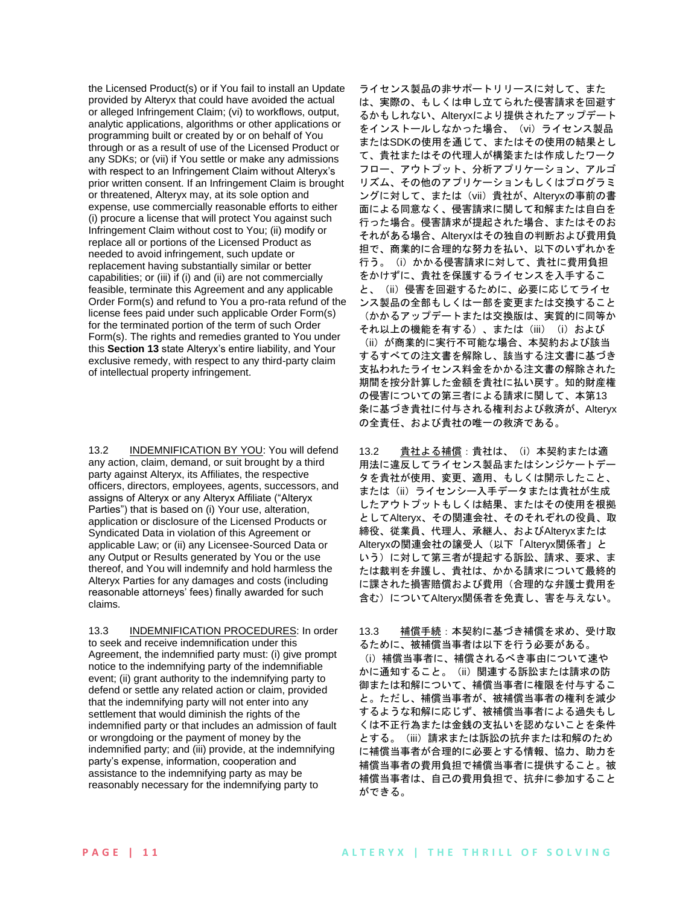the Licensed Product(s) or if You fail to install an Update provided by Alteryx that could have avoided the actual or alleged Infringement Claim; (vi) to workflows, output, analytic applications, algorithms or other applications or programming built or created by or on behalf of You through or as a result of use of the Licensed Product or any SDKs; or (vii) if You settle or make any admissions with respect to an Infringement Claim without Alteryx's prior written consent. If an Infringement Claim is brought or threatened, Alteryx may, at its sole option and expense, use commercially reasonable efforts to either (i) procure a license that will protect You against such Infringement Claim without cost to You; (ii) modify or replace all or portions of the Licensed Product as needed to avoid infringement, such update or replacement having substantially similar or better capabilities; or (iii) if (i) and (ii) are not commercially feasible, terminate this Agreement and any applicable Order Form(s) and refund to You a pro-rata refund of the license fees paid under such applicable Order Form(s) for the terminated portion of the term of such Order Form(s). The rights and remedies granted to You under this **Section 13** state Alteryx's entire liability, and Your exclusive remedy, with respect to any third-party claim of intellectual property infringement.

ライセンス製品の非サポートリリースに対して、または、実際の、もしくは申し立てられた侵害請求を回避するかもしれない、Alteryxにより提供されたアップデートをインストールしなかった場合、（vi）ライセンス製品またはSDKの使用を通じて、またはその使用の結果として、貴社またはその代理人が構築または作成したワークフロー、アウトプット、分析アプリケーション、アルゴリズム、その他のアプリケーションもしくはプログラミングに対して、または（vii）貴社が、Alteryxの事前の書面による同意なく、侵害請求に関して和解または自白を行った場合。侵害請求が提起された場合、またはそのおそれがある場合、Alteryxはその独自の判断および費用負担で、商業的に合理的な努力を払い、以下のいずれかを行う。（i）かかる侵害請求に対して、貴社に費用負担をかけずに、貴社を保護するライセンスを入手すること、（ii）侵害を回避するために、必要に応じてライセンス製品の全部もしくは一部を変更または交換すること（かかるアップデートまたは交換版は、実質的に同等かそれ以上の機能を有する）、または（iii）（i）および（ii）が商業的に実行不可能な場合、本契約および該当するすべての注文書を解除し、該当する注文書に基づき支払われたライセンス料金をかかる注文書の解除された期間を按分計算した金額を貴社に払い戻す。知的財産権の侵害についての第三者による請求に関して、本第13条に基づき貴社に付与される権利および救済が、Alteryxの全責任、および貴社の唯一の救済である。

13.2 <u>INDEMNIFICATION BY YOU</u>: You will defend any action, claim, demand, or suit brought by a third party against Alteryx, its Affiliates, the respective officers, directors, employees, agents, successors, and assigns of Alteryx or any Alteryx Affiliate ("Alteryx Parties") that is based on (i) Your use, alteration, application or disclosure of the Licensed Products or Syndicated Data in violation of this Agreement or applicable Law; or (ii) any Licensee-Sourced Data or any Output or Results generated by You or the use thereof, and You will indemnify and hold harmless the Alteryx Parties for any damages and costs (including reasonable attorneys' fees) finally awarded for such claims.

13.2 <u>貴社よる補償</u>：貴社は、（i）本契約または適用法に違反してライセンス製品またはシンジケートデータを貴社が使用、変更、適用、もしくは開示したこと、または（ii）ライセンシー入手データまたは貴社が生成したアウトプットもしくは結果、またはその使用を根拠としてAlteryx、その関連会社、そのそれぞれの役員、取締役、従業員、代理人、承継人、およびAlteryxまたはAlteryxの関連会社の譲受人（以下「Alteryx関係者」という）に対して第三者が提起する訴訟、請求、要求、または裁判を弁護し、貴社は、かかる請求について最終的に課された損害賠償および費用（合理的な弁護士費用を含む）についてAlteryx関係者を免責し、害を与えない。

13.3 <u>INDEMNIFICATION PROCEDURES</u>: In order to seek and receive indemnification under this Agreement, the indemnified party must: (i) give prompt notice to the indemnifying party of the indemnifiable event; (ii) grant authority to the indemnifying party to defend or settle any related action or claim, provided that the indemnifying party will not enter into any settlement that would diminish the rights of the indemnified party or that includes an admission of fault or wrongdoing or the payment of money by the indemnified party; and (iii) provide, at the indemnifying party's expense, information, cooperation and assistance to the indemnifying party as may be reasonably necessary for the indemnifying party to

13.3 <u>補償手続</u>：本契約に基づき補償を求め、受け取るために、被補償当事者は以下を行う必要がある。（i）補償当事者に、補償されるべき事由について速やかに通知すること。（ii）関連する訴訟または請求の防御または和解について、補償当事者に権限を付与すること。ただし、補償当事者が、被補償当事者の権利を減少するような和解に応じず、被補償当事者による過失もしくは不正行為または金銭の支払いを認めないことを条件とする。（iii）請求または訴訟の抗弁または和解のために補償当事者が合理的に必要とする情報、協力、助力を補償当事者の費用負担で補償当事者に提供すること。被補償当事者は、自己の費用負担で、抗弁に参加することができる。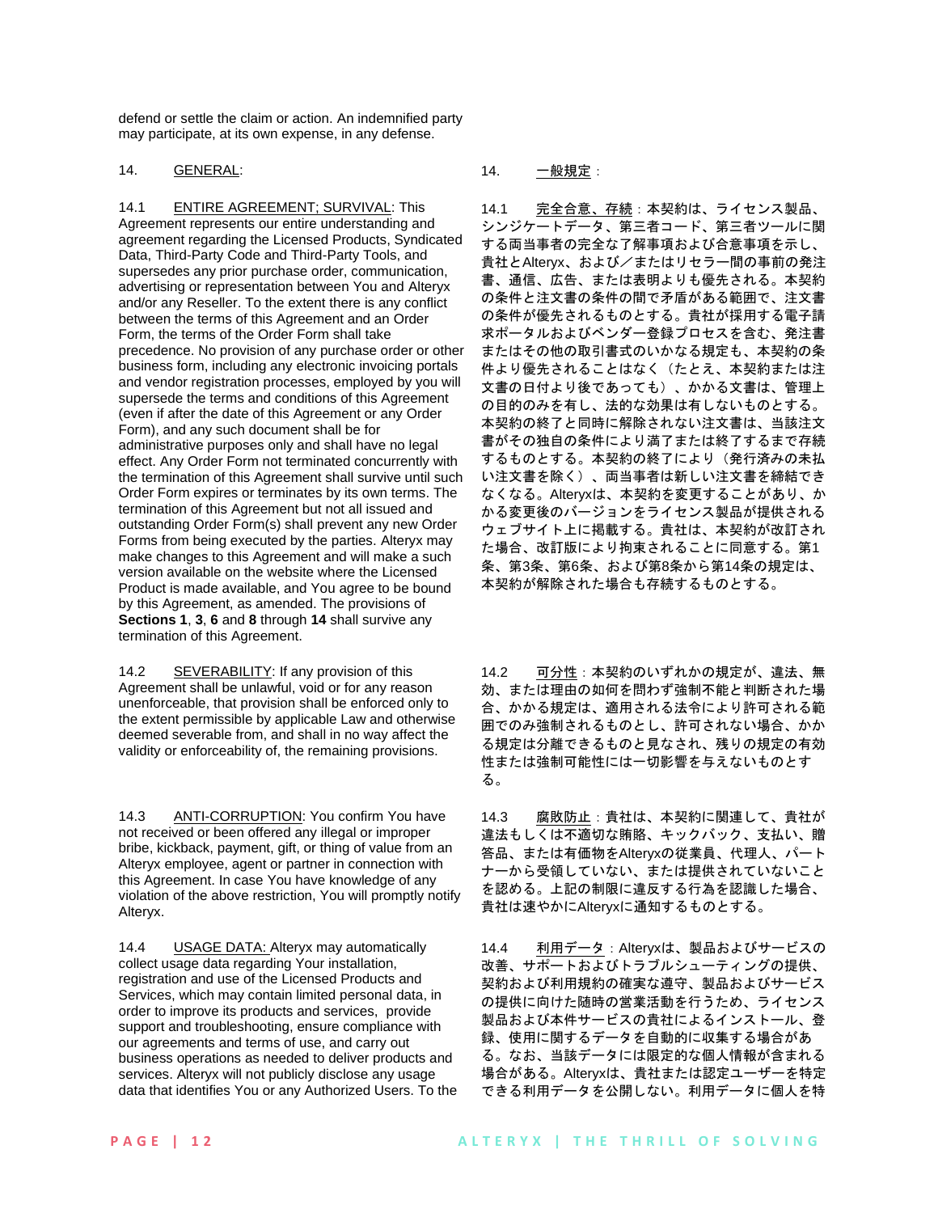defend or settle the claim or action. An indemnified party may participate, at its own expense, in any defense.

14. GENERAL:

14. 一般規定：

14.1 ENTIRE AGREEMENT; SURVIVAL: This Agreement represents our entire understanding and agreement regarding the Licensed Products, Syndicated Data, Third-Party Code and Third-Party Tools, and supersedes any prior purchase order, communication, advertising or representation between You and Alteryx and/or any Reseller. To the extent there is any conflict between the terms of this Agreement and an Order Form, the terms of the Order Form shall take precedence. No provision of any purchase order or other business form, including any electronic invoicing portals and vendor registration processes, employed by you will supersede the terms and conditions of this Agreement (even if after the date of this Agreement or any Order Form), and any such document shall be for administrative purposes only and shall have no legal effect. Any Order Form not terminated concurrently with the termination of this Agreement shall survive until such Order Form expires or terminates by its own terms. The termination of this Agreement but not all issued and outstanding Order Form(s) shall prevent any new Order Forms from being executed by the parties. Alteryx may make changes to this Agreement and will make a such version available on the website where the Licensed Product is made available, and You agree to be bound by this Agreement, as amended. The provisions of **Sections 1**, **3**, **6** and **8** through **14** shall survive any termination of this Agreement.

14.1 完全合意、存続：本契約は、ライセンス製品、シンジケートデータ、第三者コード、第三者ツールに関する両当事者の完全な了解事項および合意事項を示し、貴社とAlteryx、および／またはリセラー間の事前の発注書、通信、広告、または表明よりも優先される。本契約の条件と注文書の条件の間で矛盾がある範囲で、注文書の条件が優先されるものとする。貴社が採用する電子請求ポータルおよびベンダー登録プロセスを含む、発注書またはその他の取引書式のいかなる規定も、本契約の条件より優先されることはなく（たとえ、本契約または注文書の日付より後であっても）、かかる文書は、管理上の目的のみを有し、法的な効果は有しないものとする。本契約の終了と同時に解除されない注文書は、当該注文書がその独自の条件により満了または終了するまで存続するものとする。本契約の終了により（発行済みの未払い注文書を除く）、両当事者は新しい注文書を締結できなくなる。Alteryxは、本契約を変更することがあり、かかる変更後のバージョンをライセンス製品が提供されるウェブサイト上に掲載する。貴社は、本契約が改訂された場合、改訂版により拘束されることに同意する。第1条、第3条、第6条、および第8条から第14条の規定は、本契約が解除された場合も存続するものとする。

14.2 SEVERABILITY: If any provision of this Agreement shall be unlawful, void or for any reason unenforceable, that provision shall be enforced only to the extent permissible by applicable Law and otherwise deemed severable from, and shall in no way affect the validity or enforceability of, the remaining provisions.

14.2 可分性：本契約のいずれかの規定が、違法、無効、または理由の如何を問わず強制不能と判断された場合、かかる規定は、適用される法令により許可される範囲でのみ強制されるものとし、許可されない場合、かかる規定は分離できるものと見なされ、残りの規定の有効性または強制可能性には一切影響を与えないものとする。

14.3 ANTI-CORRUPTION: You confirm You have not received or been offered any illegal or improper bribe, kickback, payment, gift, or thing of value from an Alteryx employee, agent or partner in connection with this Agreement. In case You have knowledge of any violation of the above restriction, You will promptly notify Alteryx.

14.3 腐敗防止：貴社は、本契約に関連して、貴社が違法もしくは不適切な賄賂、キックバック、支払い、贈答品、または有価物をAlteryxの従業員、代理人、パートナーから受領していない、または提供されていないことを認める。上記の制限に違反する行為を認識した場合、貴社は速やかにAlteryxに通知するものとする。

14.4 USAGE DATA: Alteryx may automatically collect usage data regarding Your installation, registration and use of the Licensed Products and Services, which may contain limited personal data, in order to improve its products and services, provide support and troubleshooting, ensure compliance with our agreements and terms of use, and carry out business operations as needed to deliver products and services. Alteryx will not publicly disclose any usage data that identifies You or any Authorized Users. To the

14.4 利用データ：Alteryxは、製品およびサービスの改善、サポートおよびトラブルシューティングの提供、契約および利用規約の確実な遵守、製品およびサービスの提供に向けた随時の営業活動を行うため、ライセンス製品および本件サービスの貴社によるインストール、登録、使用に関するデータを自動的に収集する場合がある。なお、当該データには限定的な個人情報が含まれる場合がある。Alteryxは、貴社または認定ユーザーを特定できる利用データを公開しない。利用データに個人を特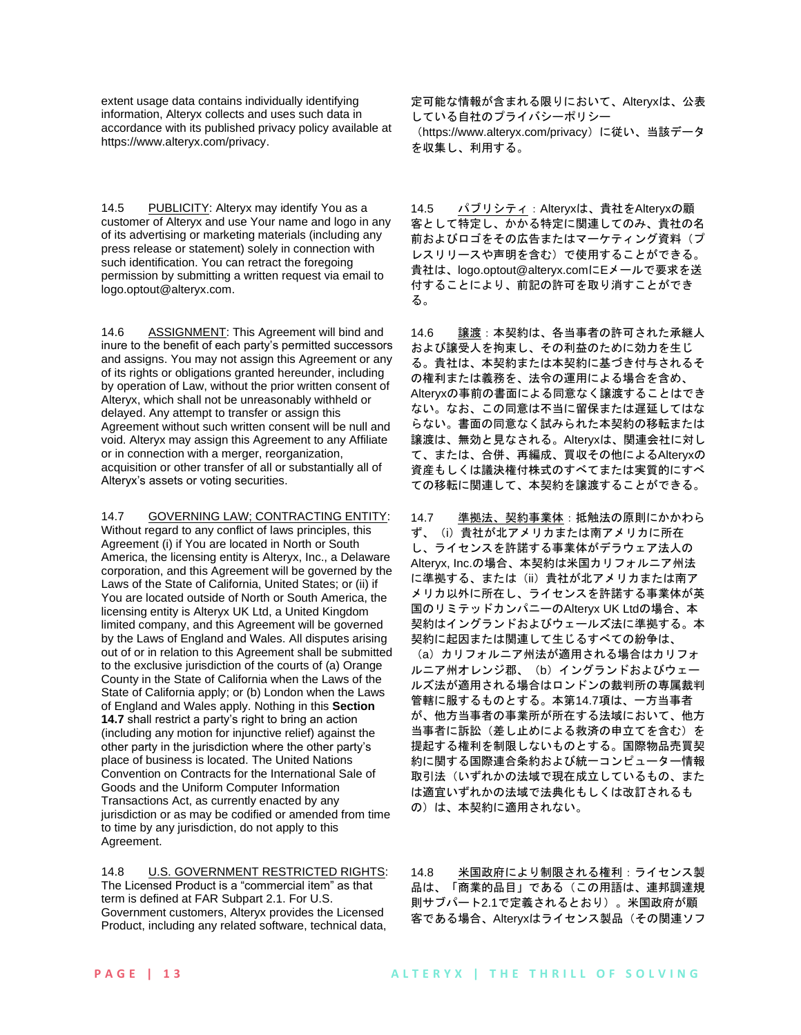extent usage data contains individually identifying information, Alteryx collects and uses such data in accordance with its published privacy policy available at https://www.alteryx.com/privacy.

定可能な情報が含まれる限りにおいて、Alteryxは、公表している自社のプライバシーポリシー（https://www.alteryx.com/privacy）に従い、当該データを収集し、利用する。

14.5 PUBLICITY: Alteryx may identify You as a customer of Alteryx and use Your name and logo in any of its advertising or marketing materials (including any press release or statement) solely in connection with such identification. You can retract the foregoing permission by submitting a written request via email to logo.optout@alteryx.com.

14.5 パブリシティ：Alteryxは、貴社をAlteryxの顧客として特定し、かかる特定に関連してのみ、貴社の名前およびロゴをその広告またはマーケティング資料（プレスリリースや声明を含む）で使用することができる。貴社は、logo.optout@alteryx.comにEメールで要求を送付することにより、前記の許可を取り消すことができる。

14.6 ASSIGNMENT: This Agreement will bind and inure to the benefit of each party's permitted successors and assigns. You may not assign this Agreement or any of its rights or obligations granted hereunder, including by operation of Law, without the prior written consent of Alteryx, which shall not be unreasonably withheld or delayed. Any attempt to transfer or assign this Agreement without such written consent will be null and void. Alteryx may assign this Agreement to any Affiliate or in connection with a merger, reorganization, acquisition or other transfer of all or substantially all of Alteryx's assets or voting securities.

14.6 譲渡：本契約は、各当事者の許可された承継人および譲受人を拘束し、その利益のために効力を生じる。貴社は、本契約または本契約に基づき付与されるその権利または義務を、法令の運用による場合を含め、Alteryx事前の書面による同意なく譲渡することはできない。なお、この同意は不当に留保または遅延してはならない。書面の同意なく試みられた本契約の移転または譲渡は、無効と見なされる。Alteryxは、関連会社に対して、または、合併、再編成、買収その他によるAlteryxの資産もしくは議決権付株式のすべてまたは実質的にすべての移転に関連して、本契約を譲渡することができる。

14.7 GOVERNING LAW; CONTRACTING ENTITY: Without regard to any conflict of laws principles, this Agreement (i) if You are located in North or South America, the licensing entity is Alteryx, Inc., a Delaware corporation, and this Agreement will be governed by the Laws of the State of California, United States; or (ii) if You are located outside of North or South America, the licensing entity is Alteryx UK Ltd, a United Kingdom limited company, and this Agreement will be governed by the Laws of England and Wales. All disputes arising out of or in relation to this Agreement shall be submitted to the exclusive jurisdiction of the courts of (a) Orange County in the State of California when the Laws of the State of California apply; or (b) London when the Laws of England and Wales apply. Nothing in this **Section 14.7** shall restrict a party's right to bring an action (including any motion for injunctive relief) against the other party in the jurisdiction where the other party's place of business is located. The United Nations Convention on Contracts for the International Sale of Goods and the Uniform Computer Information Transactions Act, as currently enacted by any jurisdiction or as may be codified or amended from time to time by any jurisdiction, do not apply to this Agreement.

14.7 準拠法、契約事業体：抵触法の原則にかかわらず、（i）貴社が北アメリカまたは南アメリカに所在し、ライセンスを許諾する事業体がデラウェア法人のAlteryx, Inc.の場合、本契約は米国カリフォルニア州法に準拠する、または（ii）貴社が北アメリカまたは南アメリカ以外に所在し、ライセンスを許諾する事業体が英国のリミテッドカンパニーのAlteryx UK Ltdの場合、本契約はイングランドおよびウェールズ法に準拠する。本契約に起因または関連して生じるすべての紛争は、（a）カリフォルニア州法が適用される場合はカリフォルニア州オレンジ郡、（b）イングランドおよびウェールズ法が適用される場合はロンドンの裁判所の専属裁判管轄に服するものとする。本第14.7項は、一方当事者が、他方当事者の事業所が所在する法域において、他方当事者に訴訟（差し止めによる救済の申立てを含む）を提起する権利を制限しないものとする。国際物品売買契約に関する国際連合条約および統一コンピューター情報取引法（いずれかの法域で現在成立しているもの、または適宜いずれかの法域で法典化もしくは改訂されるもの）は、本契約に適用されない。

14.8 U.S. GOVERNMENT RESTRICTED RIGHTS: The Licensed Product is a "commercial item" as that term is defined at FAR Subpart 2.1. For U.S. Government customers, Alteryx provides the Licensed Product, including any related software, technical data,

14.8 米国政府により制限される権利：ライセンス製品は、「商業的品目」である（この用語は、連邦調達規則サブパート2.1で定義されるとおり）。米国政府が顧客である場合、Alteryxはライセンス製品（その関連ソフ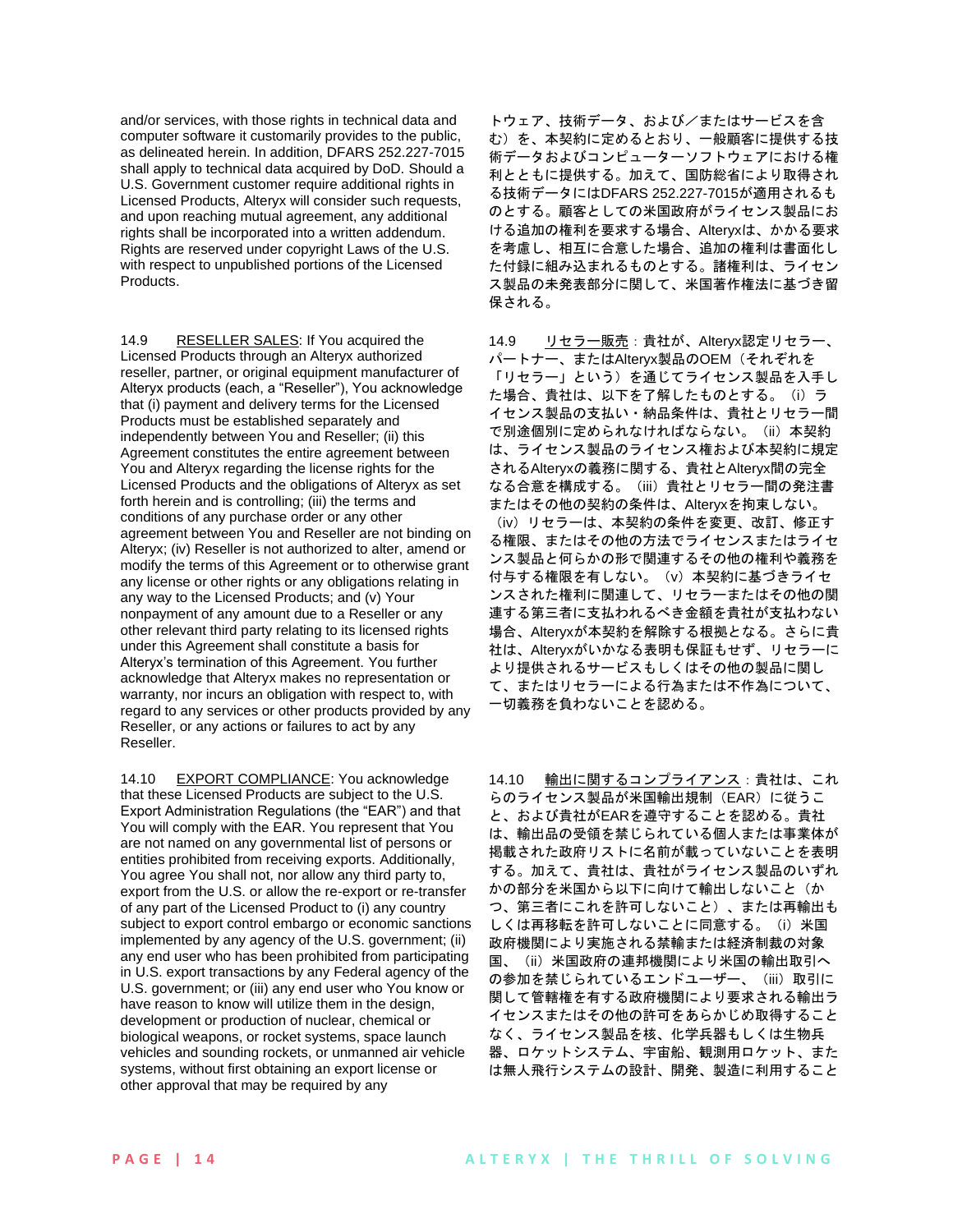and/or services, with those rights in technical data and computer software it customarily provides to the public, as delineated herein. In addition, DFARS 252.227-7015 shall apply to technical data acquired by DoD. Should a U.S. Government customer require additional rights in Licensed Products, Alteryx will consider such requests, and upon reaching mutual agreement, any additional rights shall be incorporated into a written addendum. Rights are reserved under copyright Laws of the U.S. with respect to unpublished portions of the Licensed Products.

トウェア、技術データ、および／またはサービスを含む）を、本契約に定めるとおり、一般顧客に提供する技術データおよびコンピューターソフトウェアにおける権利とともに提供する。加えて、国防総省により取得される技術データにはDFARS 252.227-7015が適用されるものとする。顧客としての米国政府がライセンス製品における追加の権利を要求する場合、Alteryxは、かかる要求を考慮し、相互に合意した場合、追加の権利は書面化した付録に組み込まれるものとする。諸権利は、ライセンス製品の未発表部分に関して、米国著作権法に基づき留保される。

14.9 <u>RESELLER SALES</u>: If You acquired the Licensed Products through an Alteryx authorized reseller, partner, or original equipment manufacturer of Alteryx products (each, a "Reseller"), You acknowledge that (i) payment and delivery terms for the Licensed Products must be established separately and independently between You and Reseller; (ii) this Agreement constitutes the entire agreement between You and Alteryx regarding the license rights for the Licensed Products and the obligations of Alteryx as set forth herein and is controlling; (iii) the terms and conditions of any purchase order or any other agreement between You and Reseller are not binding on Alteryx; (iv) Reseller is not authorized to alter, amend or modify the terms of this Agreement or to otherwise grant any license or other rights or any obligations relating in any way to the Licensed Products; and (v) Your nonpayment of any amount due to a Reseller or any other relevant third party relating to its licensed rights under this Agreement shall constitute a basis for Alteryx's termination of this Agreement. You further acknowledge that Alteryx makes no representation or warranty, nor incurs an obligation with respect to, with regard to any services or other products provided by any Reseller, or any actions or failures to act by any Reseller.

14.9 <u>リセラー販売</u>：貴社が、Alteryx認定リセラー、パートナー、またはAlteryx製品のOEM（それぞれを「リセラー」という）を通じてライセンス製品を入手した場合、貴社は、以下を了解したものとする。（i）ライセンス製品の支払い・納品条件は、貴社とリセラー間で別途個別に定められなければならない。（ii）本契約は、ライセンス製品のライセンス権および本契約に規定されるAlteryxの義務に関する、貴社とAlteryx間の完全なる合意を構成する。（iii）貴社とリセラー間の発注書またはその他の契約の条件は、Alteryxを拘束しない。（iv）リセラーは、本契約の条件を変更、改訂、修正する権限、またはその他の方法でライセンスまたはライセンス製品と何らかの形で関連するその他の権利や義務を付与する権限を有しない。（v）本契約に基づきライセンスされた権利に関連して、リセラーまたはその他の関連する第三者に支払われるべき金額を貴社が支払わない場合、Alteryxが本契約を解除する根拠となる。さらに貴社は、Alteryxがいかなる表明も保証もせず、リセラーにより提供されるサービスもしくはその他の製品に関して、またはリセラーによる行為または不作為について、一切義務を負わないことを認める。

14.10 <u>EXPORT COMPLIANCE</u>: You acknowledge that these Licensed Products are subject to the U.S. Export Administration Regulations (the "EAR") and that You will comply with the EAR. You represent that You are not named on any governmental list of persons or entities prohibited from receiving exports. Additionally, You agree You shall not, nor allow any third party to, export from the U.S. or allow the re-export or re-transfer of any part of the Licensed Product to (i) any country subject to export control embargo or economic sanctions implemented by any agency of the U.S. government; (ii) any end user who has been prohibited from participating in U.S. export transactions by any Federal agency of the U.S. government; or (iii) any end user who You know or have reason to know will utilize them in the design, development or production of nuclear, chemical or biological weapons, or rocket systems, space launch vehicles and sounding rockets, or unmanned air vehicle systems, without first obtaining an export license or other approval that may be required by any

14.10 <u>輸出に関するコンプライアンス</u>：貴社は、これらのライセンス製品が米国輸出規制（EAR）に従うこと、および貴社がEARを遵守することを認める。貴社は、輸出品の受領を禁じられている個人または事業体が掲載された政府リストに名前が載っていないことを表明する。加えて、貴社は、貴社がライセンス製品のいずれかの部分を米国から以下に向けて輸出しないこと（かつ、第三者にこれを許可しないこと）、または再輸出もしくは再移転を許可しないことに同意する。（i）米国政府機関により実施される禁輸または経済制裁の対象国、（ii）米国政府の連邦機関により米国の輸出取引への参加を禁じられているエンドユーザー、（iii）取引に関して管轄権を有する政府機関により要求される輸出ライセンスまたはその他の許可をあらかじめ取得することなく、ライセンス製品を核、化学兵器もしくは生物兵器、ロケットシステム、宇宙船、観測用ロケット、または無人飛行システムの設計、開発、製造に利用すること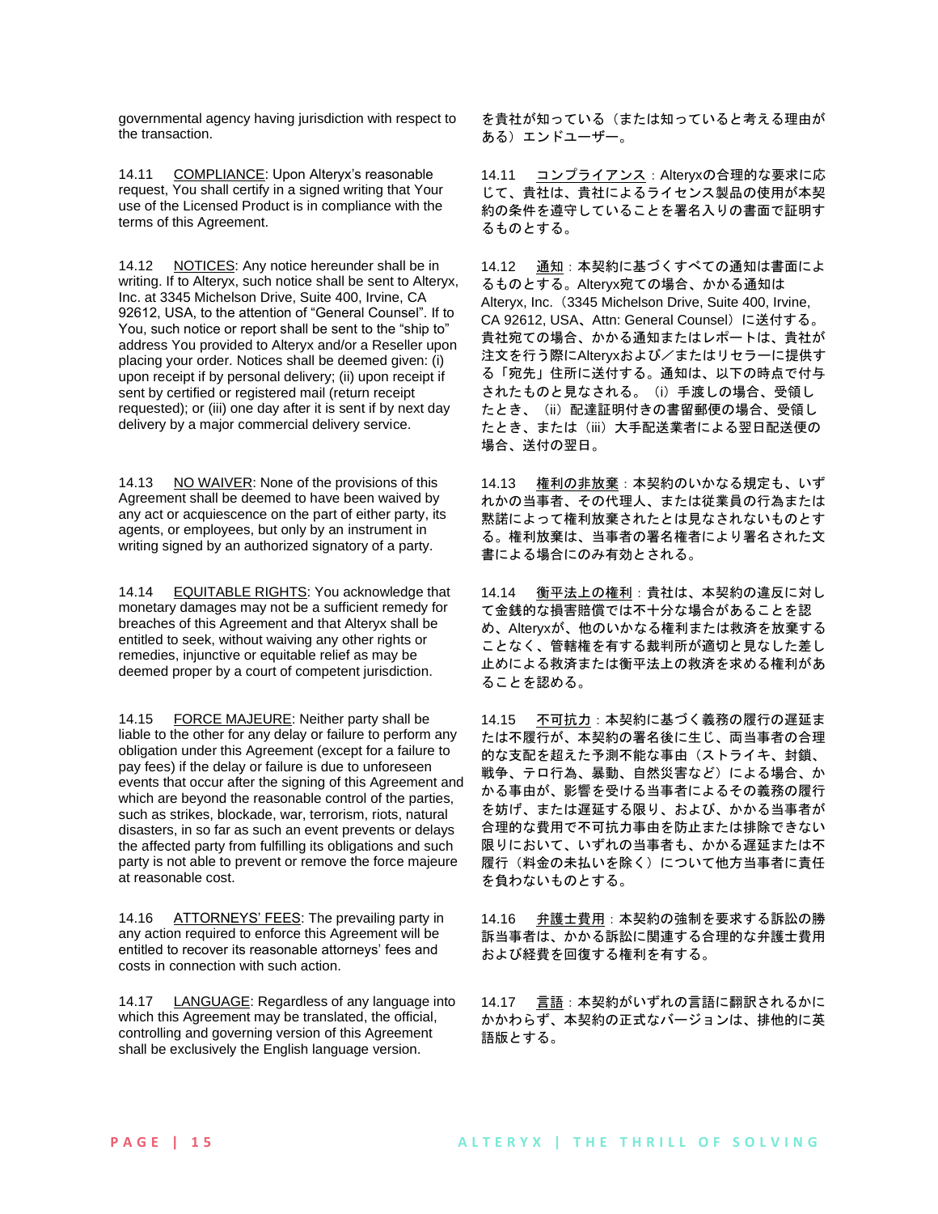governmental agency having jurisdiction with respect to the transaction.

を貴社が知っている（または知っていると考える理由がある）エンドユーザー。

14.11 COMPLIANCE: Upon Alteryx's reasonable request, You shall certify in a signed writing that Your use of the Licensed Product is in compliance with the terms of this Agreement.

14.11 コンプライアンス：Alteryxの合理的な要求に応じて、貴社は、貴社によるライセンス製品の使用が本契約の条件を遵守していることを署名入りの書面で証明するものとする。

14.12 NOTICES: Any notice hereunder shall be in writing. If to Alteryx, such notice shall be sent to Alteryx, Inc. at 3345 Michelson Drive, Suite 400, Irvine, CA 92612, USA, to the attention of "General Counsel". If to You, such notice or report shall be sent to the "ship to" address You provided to Alteryx and/or a Reseller upon placing your order. Notices shall be deemed given: (i) upon receipt if by personal delivery; (ii) upon receipt if sent by certified or registered mail (return receipt requested); or (iii) one day after it is sent by next day delivery by a major commercial delivery service.

14.12 通知：本契約に基づくすべての通知は書面によるものとする。Alteryx宛ての場合、かかる通知はAlteryx, Inc.（3345 Michelson Drive, Suite 400, Irvine, CA 92612, USA、Attn: General Counsel）に送付する。貴社宛ての場合、かかる通知またはレポートは、貴社が注文を行う際にAlteryxおよび／またはリセラーに提供する「宛先」住所に送付する。通知は、以下の時点で付与されたものと見なされる。（i）手渡しの場合、受領したとき、（ii）配達証明付きの書留郵便の場合、受領したとき、または（iii）大手配送業者による翌日配送便の場合、送付の翌日。

14.13 NO WAIVER: None of the provisions of this Agreement shall be deemed to have been waived by any act or acquiescence on the part of either party, its agents, or employees, but only by an instrument in writing signed by an authorized signatory of a party.

14.13 権利の非放棄：本契約のいかなる規定も、いずれかの当事者、その代理人、または従業員の行為または黙諾によって権利放棄されたとは見なされないものとする。権利放棄は、当事者の署名権者により署名された文書による場合にのみ有効とされる。

14.14 EQUITABLE RIGHTS: You acknowledge that monetary damages may not be a sufficient remedy for breaches of this Agreement and that Alteryx shall be entitled to seek, without waiving any other rights or remedies, injunctive or equitable relief as may be deemed proper by a court of competent jurisdiction.

14.14 衡平法上の権利：貴社は、本契約の違反に対して金銭的な損害賠償では不十分な場合があることを認め、Alteryxが、他のいかなる権利または救済を放棄することなく、管轄権を有する裁判所が適切と見なした差し止めによる救済または衡平法上の救済を求める権利があることを認める。

14.15 FORCE MAJEURE: Neither party shall be liable to the other for any delay or failure to perform any obligation under this Agreement (except for a failure to pay fees) if the delay or failure is due to unforeseen events that occur after the signing of this Agreement and which are beyond the reasonable control of the parties, such as strikes, blockade, war, terrorism, riots, natural disasters, in so far as such an event prevents or delays the affected party from fulfilling its obligations and such party is not able to prevent or remove the force majeure at reasonable cost.

14.15 不可抗力：本契約に基づく義務の履行の遅延または不履行が、本契約の署名後に生じ、両当事者の合理的な支配を超えた予測不能な事由（ストライキ、封鎖、戦争、テロ行為、暴動、自然災害など）による場合、かかる事由が、影響を受ける当事者によるその義務の履行を妨げ、または遅延する限り、および、かかる当事者が合理的な費用で不可抗力事由を防止または排除できない限りにおいて、いずれの当事者も、かかる遅延または不履行（料金の未払いを除く）について他方当事者に責任を負わないものとする。

14.16 ATTORNEYS' FEES: The prevailing party in any action required to enforce this Agreement will be entitled to recover its reasonable attorneys' fees and costs in connection with such action.

14.16 弁護士費用：本契約の強制を要求する訴訟の勝訴当事者は、かかる訴訟に関連する合理的な弁護士費用および経費を回復する権利を有する。

14.17 LANGUAGE: Regardless of any language into which this Agreement may be translated, the official, controlling and governing version of this Agreement shall be exclusively the English language version.

14.17 言語：本契約がいずれの言語に翻訳されるかにかかわらず、本契約の正式なバージョンは、排他的に英語版とする。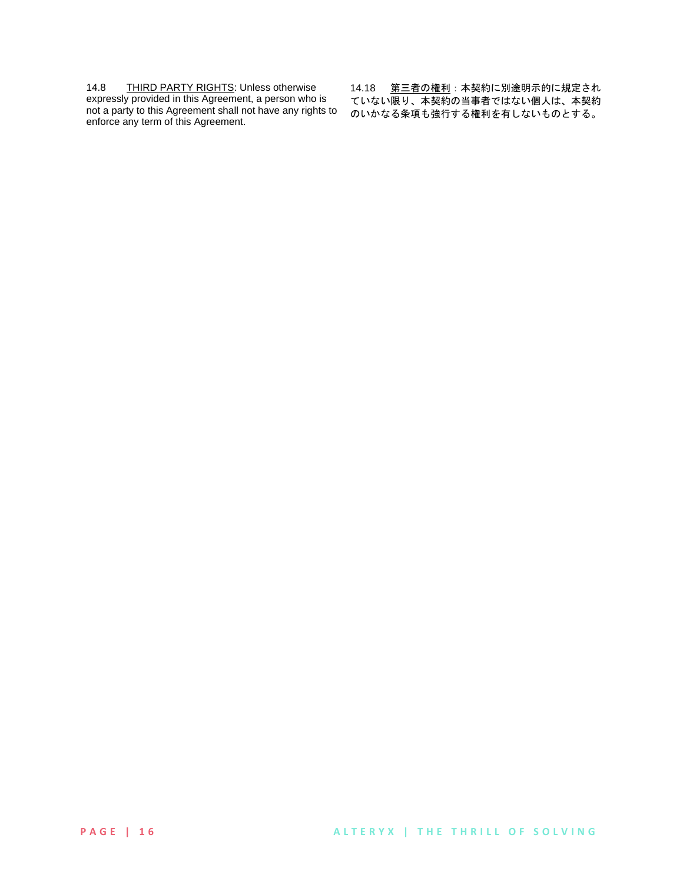14.8 THIRD PARTY RIGHTS: Unless otherwise expressly provided in this Agreement, a person who is not a party to this Agreement shall not have any rights to enforce any term of this Agreement.

14.18 第三者の権利：本契約に別途明示的に規定されていない限り、本契約の当事者ではない個人は、本契約のいかなる条項も強行する権利を有しないものとする。